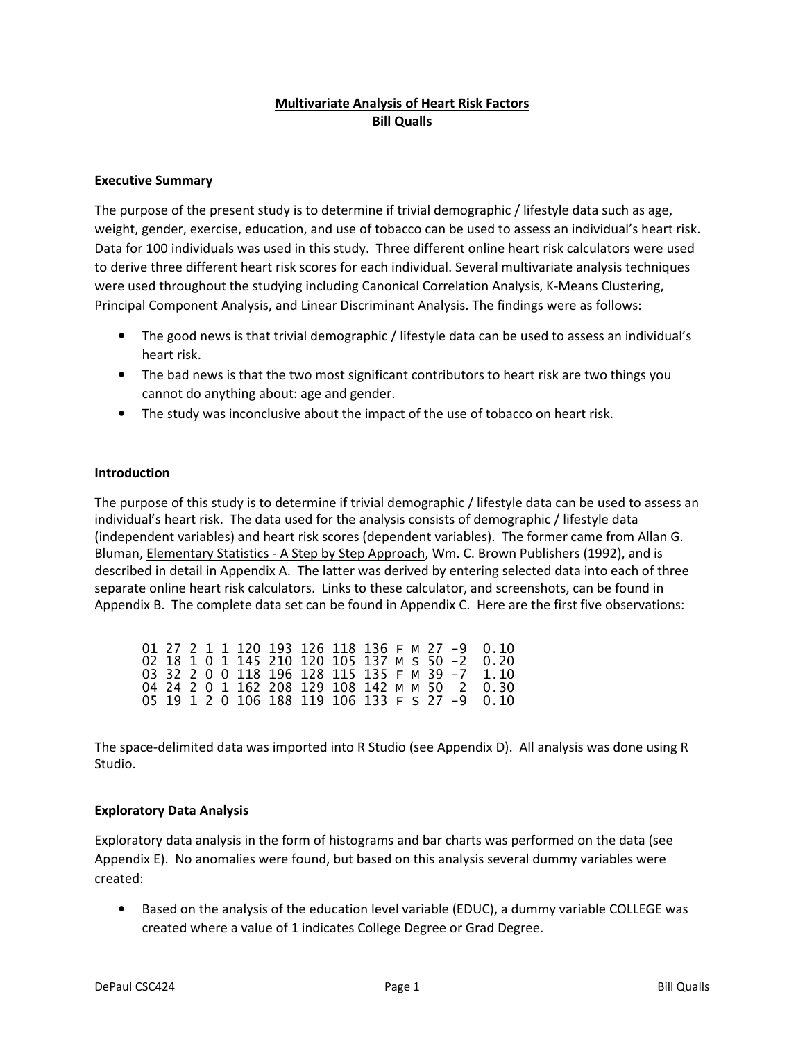# Multivariate Analysis of Heart Risk Factors

**Bill Qualls**

## Executive Summary

The purpose of the present study is to determine if trivial demographic / lifestyle data such as age, weight, gender, exercise, education, and use of tobacco can be used to assess an individual's heart risk. Data for 100 individuals was used in this study. Three different online heart risk calculators were used to derive three different heart risk scores for each individual. Several multivariate analysis techniques were used throughout the studying including Canonical Correlation Analysis, K-Means Clustering, Principal Component Analysis, and Linear Discriminant Analysis. The findings were as follows:

- The good news is that trivial demographic / lifestyle data can be used to assess an individual's heart risk.
- The bad news is that the two most significant contributors to heart risk are two things you cannot do anything about: age and gender.
- The study was inconclusive about the impact of the use of tobacco on heart risk.

## Introduction

The purpose of this study is to determine if trivial demographic / lifestyle data can be used to assess an individual's heart risk. The data used for the analysis consists of demographic / lifestyle data (independent variables) and heart risk scores (dependent variables). The former came from Allan G. Bluman, Elementary Statistics - A Step by Step Approach, Wm. C. Brown Publishers (1992), and is described in detail in Appendix A. The latter was derived by entering selected data into each of three separate online heart risk calculators. Links to these calculator, and screenshots, can be found in Appendix B. The complete data set can be found in Appendix C. Here are the first five observations:

```
01 27 2 1 1 120 193 126 118 136 F M 27 -9  0.10
02 18 1 0 1 145 210 120 105 137 M S 50 -2  0.20
03 32 2 0 0 118 196 128 115 135 F M 39 -7  1.10
04 24 2 0 1 162 208 129 108 142 M M 50  2  0.30
05 19 1 2 0 106 188 119 106 133 F S 27 -9  0.10
```

The space-delimited data was imported into R Studio (see Appendix D). All analysis was done using R Studio.

## Exploratory Data Analysis

Exploratory data analysis in the form of histograms and bar charts was performed on the data (see Appendix E). No anomalies were found, but based on this analysis several dummy variables were created:

- Based on the analysis of the education level variable (EDUC), a dummy variable COLLEGE was created where a value of 1 indicates College Degree or Grad Degree.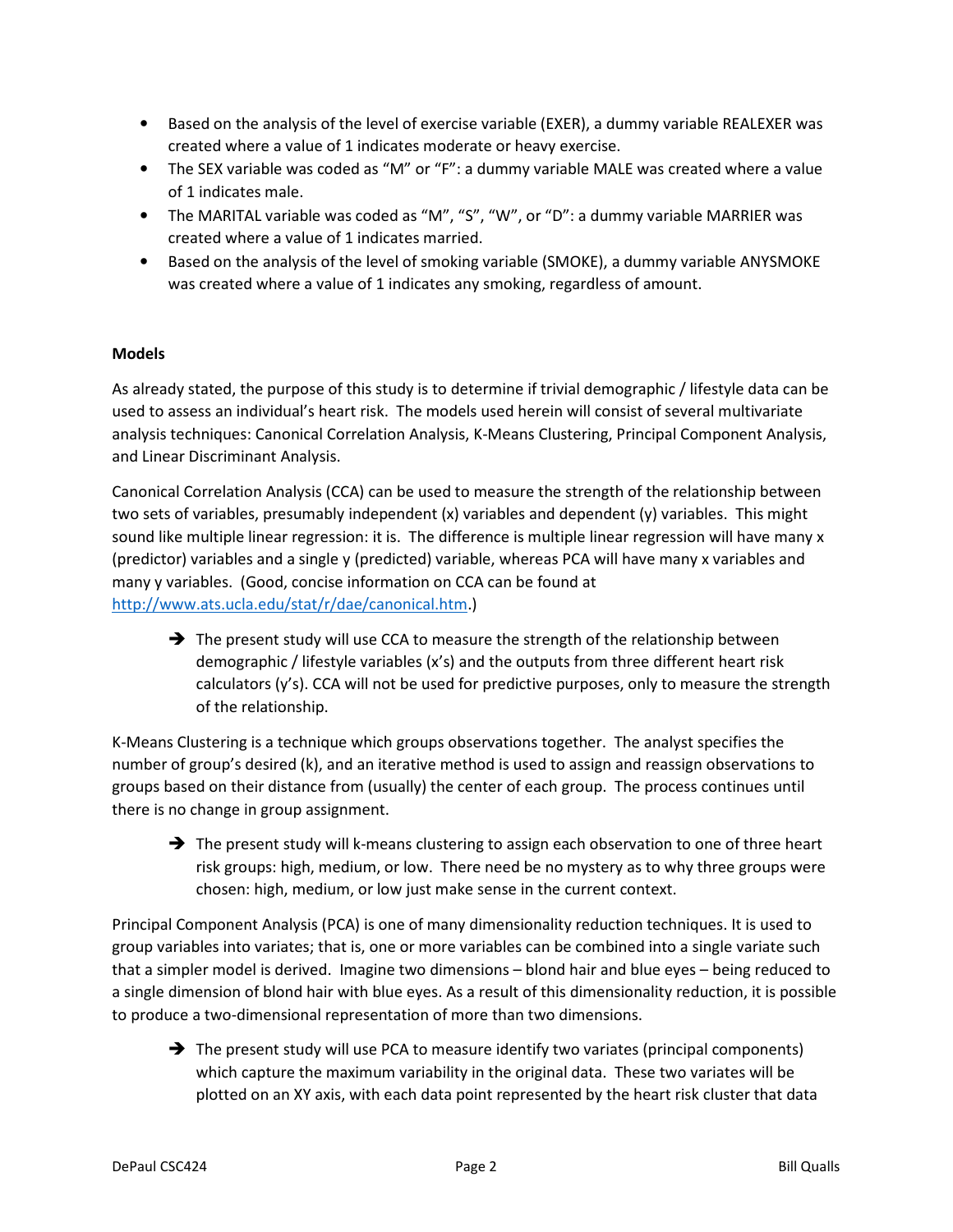- Based on the analysis of the level of exercise variable (EXER), a dummy variable REALEXER was created where a value of 1 indicates moderate or heavy exercise.
- The SEX variable was coded as "M" or "F": a dummy variable MALE was created where a value of 1 indicates male.
- The MARITAL variable was coded as "M", "S", "W", or "D": a dummy variable MARRIER was created where a value of 1 indicates married.
- Based on the analysis of the level of smoking variable (SMOKE), a dummy variable ANYSMOKE was created where a value of 1 indicates any smoking, regardless of amount.

**Models**

As already stated, the purpose of this study is to determine if trivial demographic / lifestyle data can be used to assess an individual's heart risk. The models used herein will consist of several multivariate analysis techniques: Canonical Correlation Analysis, K-Means Clustering, Principal Component Analysis, and Linear Discriminant Analysis.

Canonical Correlation Analysis (CCA) can be used to measure the strength of the relationship between two sets of variables, presumably independent (x) variables and dependent (y) variables. This might sound like multiple linear regression: it is. The difference is multiple linear regression will have many x (predictor) variables and a single y (predicted) variable, whereas PCA will have many x variables and many y variables. (Good, concise information on CCA can be found at http://www.ats.ucla.edu/stat/r/dae/canonical.htm.)

> ➔ The present study will use CCA to measure the strength of the relationship between demographic / lifestyle variables (x's) and the outputs from three different heart risk calculators (y's). CCA will not be used for predictive purposes, only to measure the strength of the relationship.

K-Means Clustering is a technique which groups observations together. The analyst specifies the number of group's desired (k), and an iterative method is used to assign and reassign observations to groups based on their distance from (usually) the center of each group. The process continues until there is no change in group assignment.

> ➔ The present study will k-means clustering to assign each observation to one of three heart risk groups: high, medium, or low. There need be no mystery as to why three groups were chosen: high, medium, or low just make sense in the current context.

Principal Component Analysis (PCA) is one of many dimensionality reduction techniques. It is used to group variables into variates; that is, one or more variables can be combined into a single variate such that a simpler model is derived. Imagine two dimensions – blond hair and blue eyes – being reduced to a single dimension of blond hair with blue eyes. As a result of this dimensionality reduction, it is possible to produce a two-dimensional representation of more than two dimensions.

> ➔ The present study will use PCA to measure identify two variates (principal components) which capture the maximum variability in the original data. These two variates will be plotted on an XY axis, with each data point represented by the heart risk cluster that data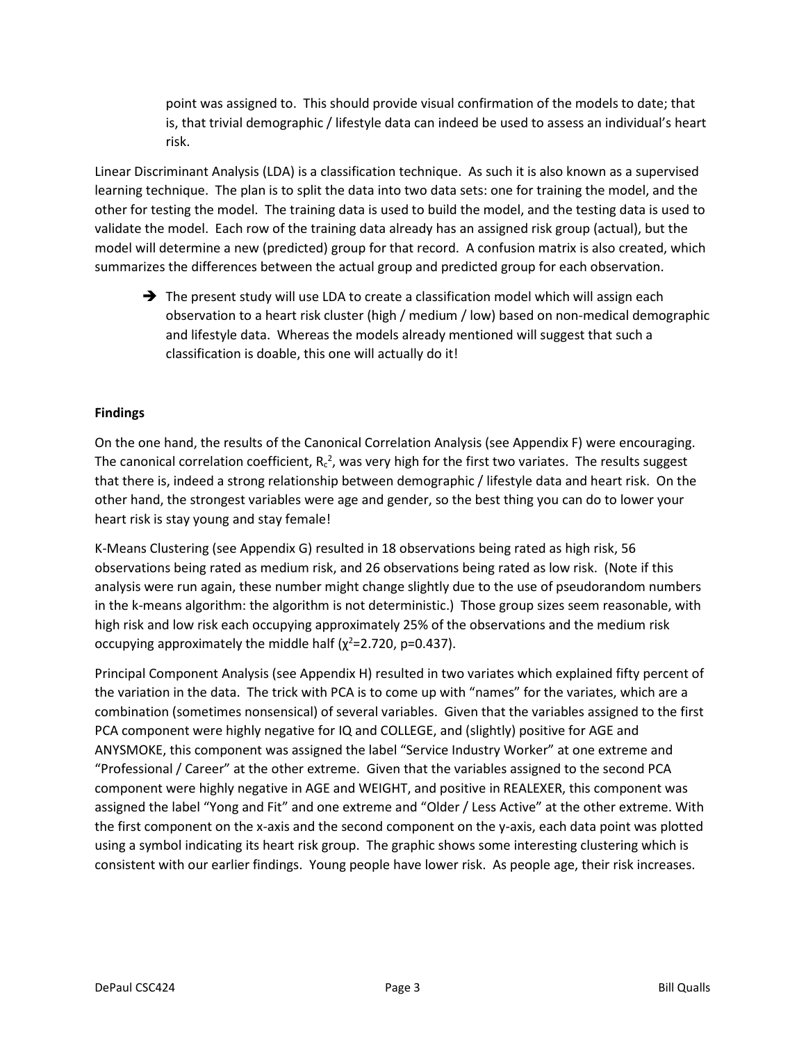point was assigned to. This should provide visual confirmation of the models to date; that is, that trivial demographic / lifestyle data can indeed be used to assess an individual's heart risk.

Linear Discriminant Analysis (LDA) is a classification technique. As such it is also known as a supervised learning technique. The plan is to split the data into two data sets: one for training the model, and the other for testing the model. The training data is used to build the model, and the testing data is used to validate the model. Each row of the training data already has an assigned risk group (actual), but the model will determine a new (predicted) group for that record. A confusion matrix is also created, which summarizes the differences between the actual group and predicted group for each observation.

- ➔ The present study will use LDA to create a classification model which will assign each observation to a heart risk cluster (high / medium / low) based on non-medical demographic and lifestyle data. Whereas the models already mentioned will suggest that such a classification is doable, this one will actually do it!

**Findings**

On the one hand, the results of the Canonical Correlation Analysis (see Appendix F) were encouraging. The canonical correlation coefficient, $R_c^2$, was very high for the first two variates. The results suggest that there is, indeed a strong relationship between demographic / lifestyle data and heart risk. On the other hand, the strongest variables were age and gender, so the best thing you can do to lower your heart risk is stay young and stay female!

K-Means Clustering (see Appendix G) resulted in 18 observations being rated as high risk, 56 observations being rated as medium risk, and 26 observations being rated as low risk. (Note if this analysis were run again, these number might change slightly due to the use of pseudorandom numbers in the k-means algorithm: the algorithm is not deterministic.) Those group sizes seem reasonable, with high risk and low risk each occupying approximately 25% of the observations and the medium risk occupying approximately the middle half ($\chi^2$=2.720, p=0.437).

Principal Component Analysis (see Appendix H) resulted in two variates which explained fifty percent of the variation in the data. The trick with PCA is to come up with "names" for the variates, which are a combination (sometimes nonsensical) of several variables. Given that the variables assigned to the first PCA component were highly negative for IQ and COLLEGE, and (slightly) positive for AGE and ANYSMOKE, this component was assigned the label "Service Industry Worker" at one extreme and "Professional / Career" at the other extreme. Given that the variables assigned to the second PCA component were highly negative in AGE and WEIGHT, and positive in REALEXER, this component was assigned the label "Yong and Fit" and one extreme and "Older / Less Active" at the other extreme. With the first component on the x-axis and the second component on the y-axis, each data point was plotted using a symbol indicating its heart risk group. The graphic shows some interesting clustering which is consistent with our earlier findings. Young people have lower risk. As people age, their risk increases.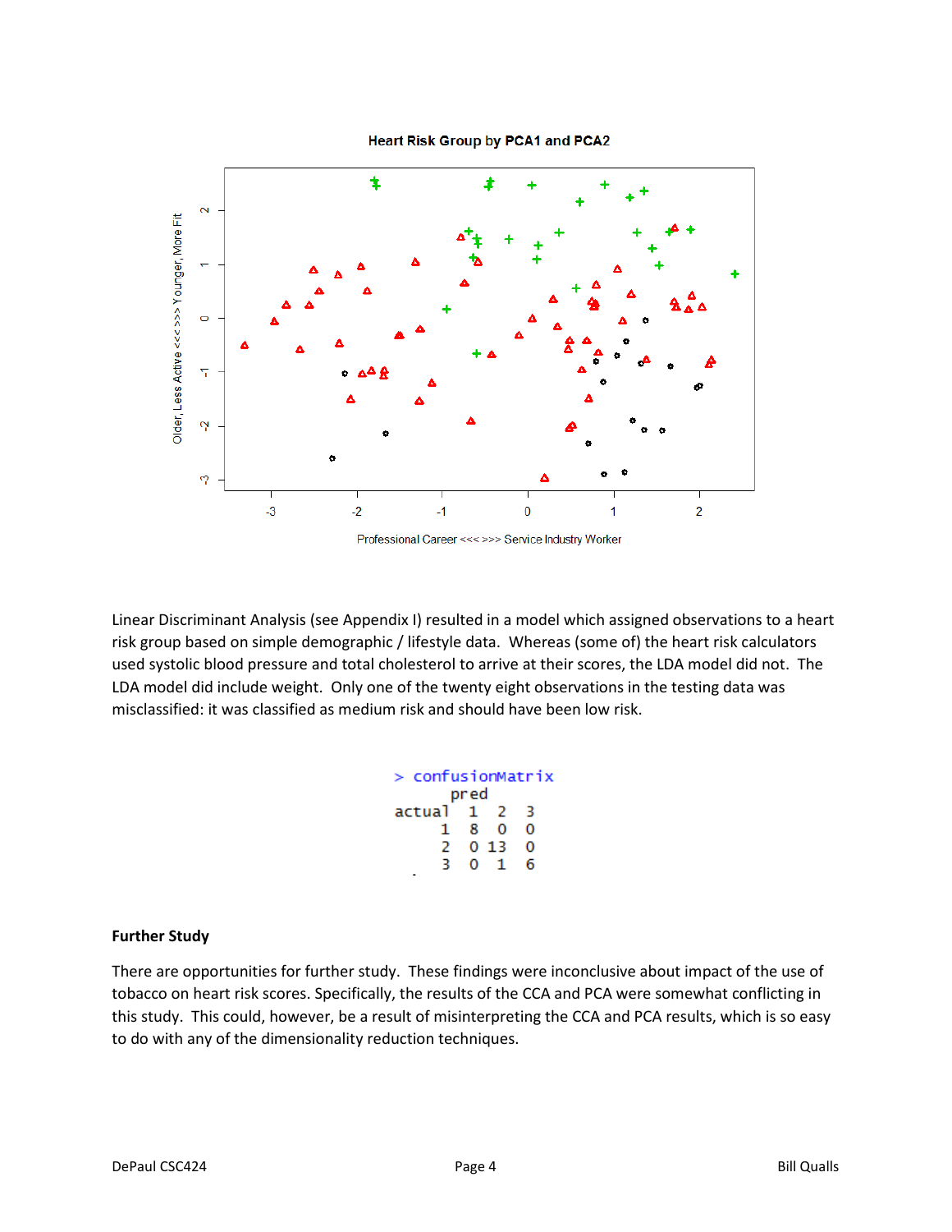Linear Discriminant Analysis (see Appendix I) resulted in a model which assigned observations to a heart risk group based on simple demographic / lifestyle data. Whereas (some of) the heart risk calculators used systolic blood pressure and total cholesterol to arrive at their scores, the LDA model did not. The LDA model did include weight. Only one of the twenty eight observations in the testing data was misclassified: it was classified as medium risk and should have been low risk.

```
> confusionMatrix
      pred
actual  1  2  3
     1  8  0  0
     2  0 13  0
     3  0  1  6
```

## Further Study

There are opportunities for further study. These findings were inconclusive about impact of the use of tobacco on heart risk scores. Specifically, the results of the CCA and PCA were somewhat conflicting in this study. This could, however, be a result of misinterpreting the CCA and PCA results, which is so easy to do with any of the dimensionality reduction techniques.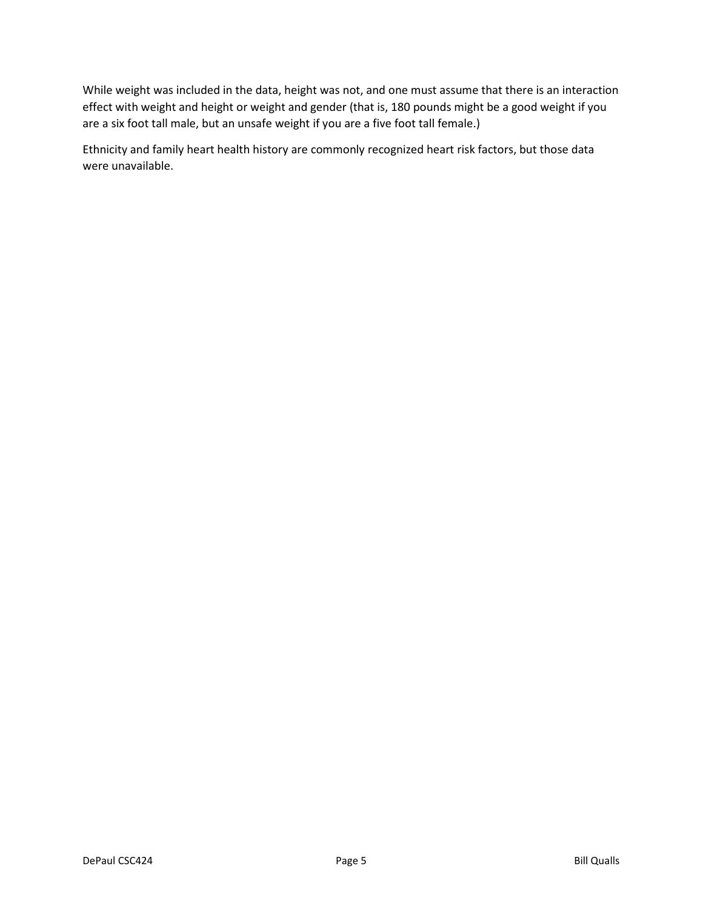While weight was included in the data, height was not, and one must assume that there is an interaction effect with weight and height or weight and gender (that is, 180 pounds might be a good weight if you are a six foot tall male, but an unsafe weight if you are a five foot tall female.)

Ethnicity and family heart health history are commonly recognized heart risk factors, but those data were unavailable.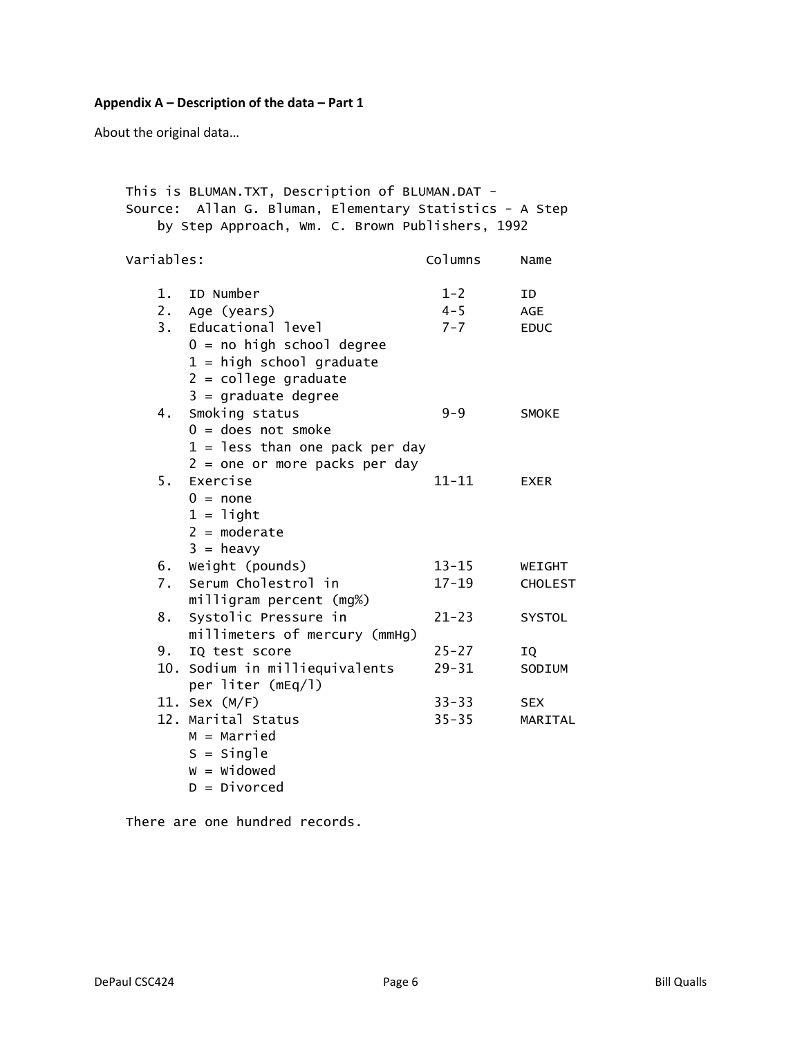**Appendix A – Description of the data – Part 1**

About the original data…

```
This is BLUMAN.TXT, Description of BLUMAN.DAT -
Source:  Allan G. Bluman, Elementary Statistics - A Step
    by Step Approach, Wm. C. Brown Publishers, 1992

Variables:                            Columns     Name

    1.  ID Number                       1-2       ID
    2.  Age (years)                     4-5       AGE
    3.  Educational level               7-7       EDUC
        0 = no high school degree
        1 = high school graduate
        2 = college graduate
        3 = graduate degree
    4.  Smoking status                  9-9       SMOKE
        0 = does not smoke
        1 = less than one pack per day
        2 = one or more packs per day
    5.  Exercise                       11-11      EXER
        0 = none
        1 = light
        2 = moderate
        3 = heavy
    6.  Weight (pounds)                13-15      WEIGHT
    7.  Serum Cholestrol in            17-19      CHOLEST
        milligram percent (mg%)
    8.  Systolic Pressure in           21-23      SYSTOL
        millimeters of mercury (mmHg)
    9.  IQ test score                  25-27      IQ
    10. Sodium in milliequivalents     29-31      SODIUM
        per liter (mEq/l)
    11. Sex (M/F)                      33-33      SEX
    12. Marital Status                 35-35      MARITAL
        M = Married
        S = Single
        W = Widowed
        D = Divorced

There are one hundred records.
```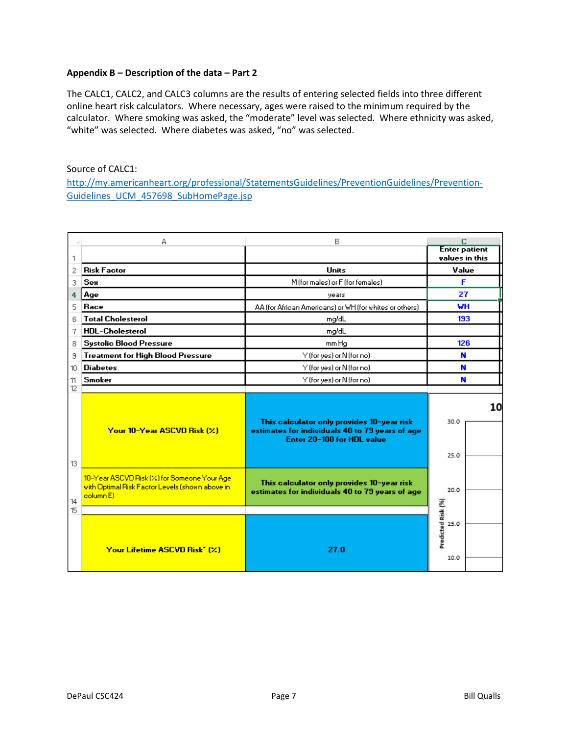**Appendix B – Description of the data – Part 2**

The CALC1, CALC2, and CALC3 columns are the results of entering selected fields into three different online heart risk calculators. Where necessary, ages were raised to the minimum required by the calculator. Where smoking was asked, the "moderate" level was selected. Where ethnicity was asked, "white" was selected. Where diabetes was asked, "no" was selected.

Source of CALC1:
http://my.americanheart.org/professional/StatementsGuidelines/PreventionGuidelines/Prevention-Guidelines_UCM_457698_SubHomePage.jsp

| | A | B | C |
|---|---|---|---|
| 1 | | | Enter patient values in this |
| 2 | Risk Factor | Units | Value |
| 3 | Sex | M (for males) or F (for females) | F |
| 4 | Age | years | 27 |
| 5 | Race | AA (for African Americans) or WH (for whites or others) | WH |
| 6 | Total Cholesterol | mg/dL | 193 |
| 7 | HDL-Cholesterol | mg/dL | |
| 8 | Systolic Blood Pressure | mm Hg | 126 |
| 9 | Treatment for High Blood Pressure | Y (for yes) or N (for no) | N |
| 10 | Diabetes | Y (for yes) or N (for no) | N |
| 11 | Smoker | Y (for yes) or N (for no) | N |
| 12 | | | |
| 13 | Your 10-Year ASCVD Risk (%) | This calculator only provides 10-year risk estimates for individuals 40 to 79 years of age Enter 20-100 for HDL value | |
| 14 | 10-Year ASCVD Risk (%) for Someone Your Age with Optimal Risk Factor Levels (shown above in column E) | This calculator only provides 10-year risk estimates for individuals 40 to 79 years of age | |
| 15 | | | |
| | Your Lifetime ASCVD Risk* (%) | 27.0 | |

Chart (partial): 10 — Predicted Risk (%) axis: 30.0, 25.0, 20.0, 15.0, 10.0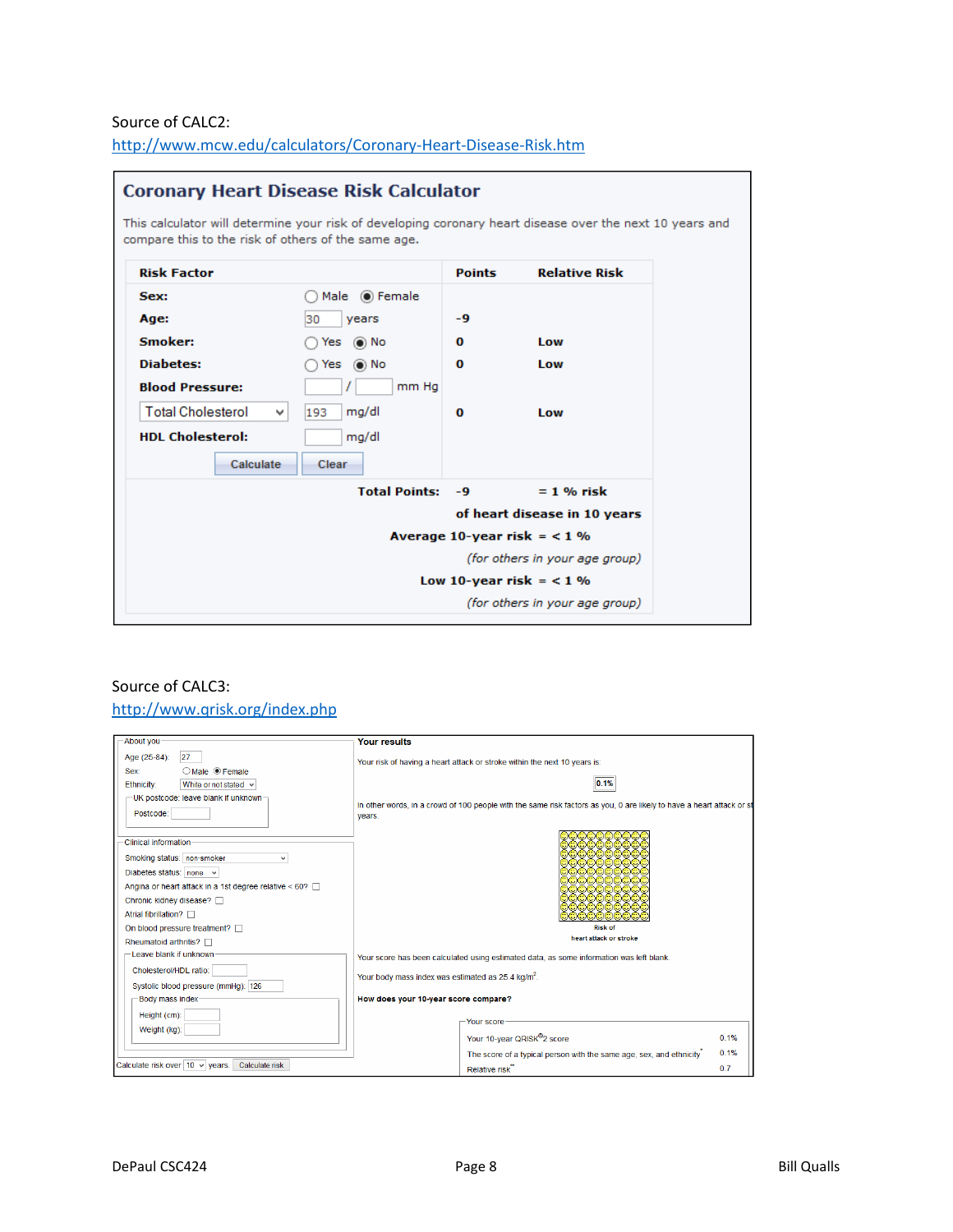Source of CALC2:
http://www.mcw.edu/calculators/Coronary-Heart-Disease-Risk.htm

## Coronary Heart Disease Risk Calculator

This calculator will determine your risk of developing coronary heart disease over the next 10 years and compare this to the risk of others of the same age.

| Risk Factor | | Points | Relative Risk |
|---|---|---|---|
| **Sex:** | ○ Male ◉ Female | | |
| **Age:** | 30 years | -9 | |
| **Smoker:** | ○ Yes ◉ No | 0 | Low |
| **Diabetes:** | ○ Yes ◉ No | 0 | Low |
| **Blood Pressure:** | / mm Hg | | |
| Total Cholesterol | 193 mg/dl | 0 | Low |
| **HDL Cholesterol:** | mg/dl | | |

Calculate | Clear

**Total Points:** -9 **= 1 % risk**

**of heart disease in 10 years**

**Average 10-year risk = < 1 %**

*(for others in your age group)*

**Low 10-year risk = < 1 %**

*(for others in your age group)*

Source of CALC3:
http://www.qrisk.org/index.php

**About you**

Age (25-84): 27

Sex: ○ Male ◉ Female

Ethnicity: White or not stated

UK postcode: leave blank if unknown

Postcode:

**Clinical information**

Smoking status: non-smoker

Diabetes status: none

Angina or heart attack in a 1st degree relative < 60? ☐

Chronic kidney disease? ☐

Atrial fibrillation? ☐

On blood pressure treatment? ☐

Rheumatoid arthritis? ☐

Leave blank if unknown

Cholesterol/HDL ratio:

Systolic blood pressure (mmHg): 126

Body mass index

Height (cm):

Weight (kg):

Calculate risk over 10 years. Calculate risk

**Your results**

Your risk of having a heart attack or stroke within the next 10 years is:

0.1%

In other words, in a crowd of 100 people with the same risk factors as you, 0 are likely to have a heart attack or st[roke within the next 10] years.

Risk of heart attack or stroke

Your score has been calculated using estimated data, as some information was left blank.

Your body mass index was estimated as 25.4 kg/m².

**How does your 10-year score compare?**

Your score

| | |
|---|---|
| Your 10-year QRISK®2 score | 0.1% |
| The score of a typical person with the same age, sex, and ethnicity* | 0.1% |
| Relative risk** | 0.7 |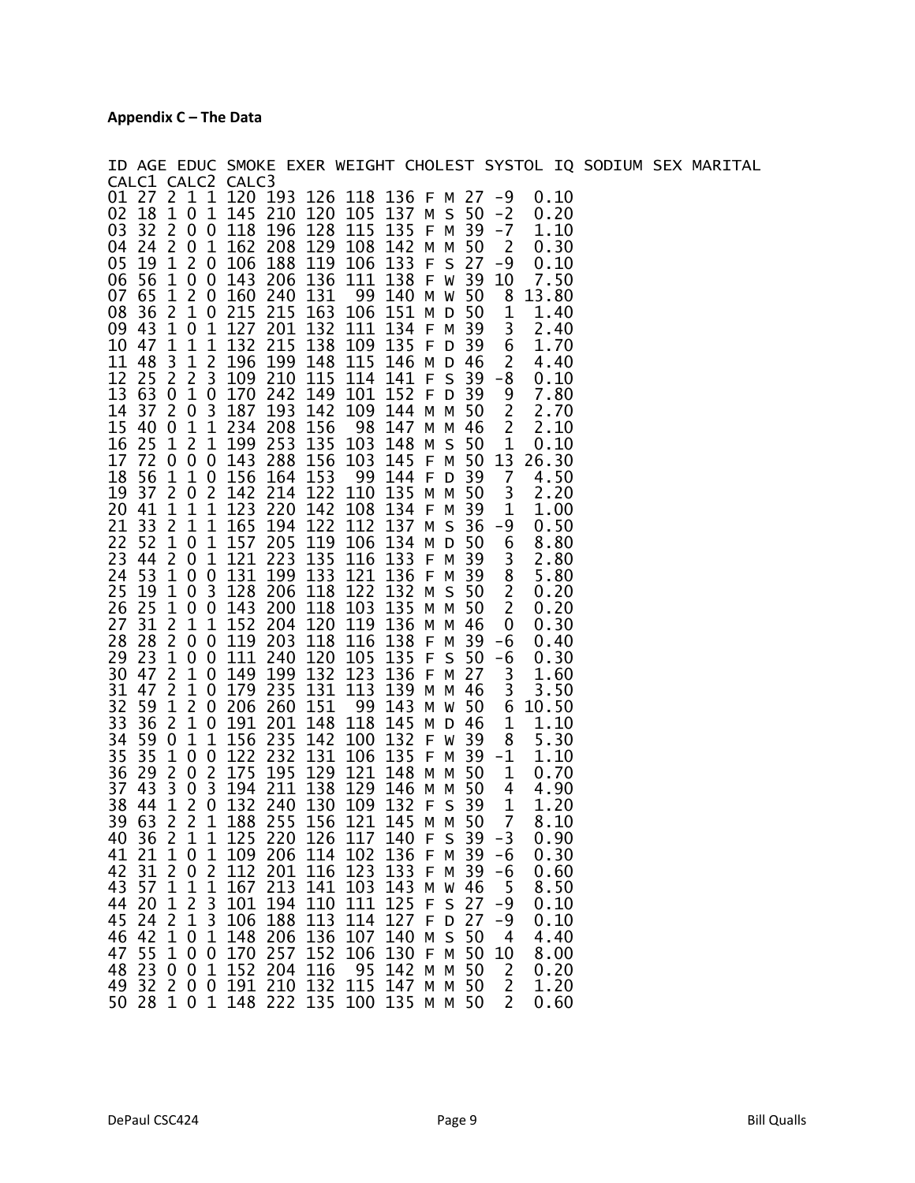**Appendix C – The Data**

```
ID AGE EDUC SMOKE EXER WEIGHT CHOLEST SYSTOL IQ SODIUM SEX MARITAL
CALC1 CALC2 CALC3
01 27 2 1 1 120 193 126 118 136 F M 27 -9   0.10
02 18 1 0 1 145 210 120 105 137 M S 50 -2   0.20
03 32 2 0 0 118 196 128 115 135 F M 39 -7   1.10
04 24 2 0 1 162 208 129 108 142 M M 50  2   0.30
05 19 1 2 0 106 188 119 106 133 F S 27 -9   0.10
06 56 1 0 0 143 206 136 111 138 F W 39 10   7.50
07 65 1 2 0 160 240 131  99 140 M W 50  8  13.80
08 36 2 1 0 215 215 163 106 151 M D 50  1   1.40
09 43 1 0 1 127 201 132 111 134 F M 39  3   2.40
10 47 1 1 1 132 215 138 109 135 F D 39  6   1.70
11 48 3 1 2 196 199 148 115 146 M D 46  2   4.40
12 25 2 2 3 109 210 115 114 141 F S 39 -8   0.10
13 63 0 1 0 170 242 149 101 152 F D 39  9   7.80
14 37 2 0 3 187 193 142 109 144 M M 50  2   2.70
15 40 0 1 1 234 208 156  98 147 M M 46  2   2.10
16 25 1 2 1 199 253 135 103 148 M S 50  1   0.10
17 72 0 0 0 143 288 156 103 145 F M 50 13  26.30
18 56 1 1 0 156 164 153  99 144 F D 39  7   4.50
19 37 2 0 2 142 214 122 110 135 M M 50  3   2.20
20 41 1 1 1 123 220 142 108 134 F M 39  1   1.00
21 33 2 1 1 165 194 122 112 137 M S 36 -9   0.50
22 52 1 0 1 157 205 119 106 134 M D 50  6   8.80
23 44 2 0 1 121 223 135 116 133 F M 39  3   2.80
24 53 1 0 0 131 199 133 121 136 F M 39  8   5.80
25 19 1 0 3 128 206 118 122 132 M S 50  2   0.20
26 25 1 0 0 143 200 118 103 135 M M 50  2   0.20
27 31 2 1 1 152 204 120 119 136 M M 46  0   0.30
28 28 2 0 0 119 203 118 116 138 F M 39 -6   0.40
29 23 1 0 0 111 240 120 105 135 F S 50 -6   0.30
30 47 2 1 0 149 199 132 123 136 F M 27  3   1.60
31 47 2 1 0 179 235 131 113 139 M M 46  3   3.50
32 59 1 2 0 206 260 151  99 143 M W 50  6  10.50
33 36 2 1 0 191 201 148 118 145 M D 46  1   1.10
34 59 0 1 1 156 235 142 100 132 F W 39  8   5.30
35 35 1 0 0 122 232 131 106 135 F M 39 -1   1.10
36 29 2 0 2 175 195 129 121 148 M M 50  1   0.70
37 43 3 0 3 194 211 138 129 146 M M 50  4   4.90
38 44 1 2 0 132 240 130 109 132 F S 39  1   1.20
39 63 2 2 1 188 255 156 121 145 M M 50  7   8.10
40 36 2 1 1 125 220 126 117 140 F S 39 -3   0.90
41 21 1 0 1 109 206 114 102 136 F M 39 -6   0.30
42 31 2 0 2 112 201 116 123 133 F M 39 -6   0.60
43 57 1 1 1 167 213 141 103 143 M W 46  5   8.50
44 20 1 2 3 101 194 110 111 125 F S 27 -9   0.10
45 24 2 1 3 106 188 113 114 127 F D 27 -9   0.10
46 42 1 0 1 148 206 136 107 140 M S 50  4   4.40
47 55 1 0 0 170 257 152 106 130 F M 50 10   8.00
48 23 0 0 1 152 204 116  95 142 M M 50  2   0.20
49 32 2 0 0 191 210 132 115 147 M M 50  2   1.20
50 28 1 0 1 148 222 135 100 135 M M 50  2   0.60
```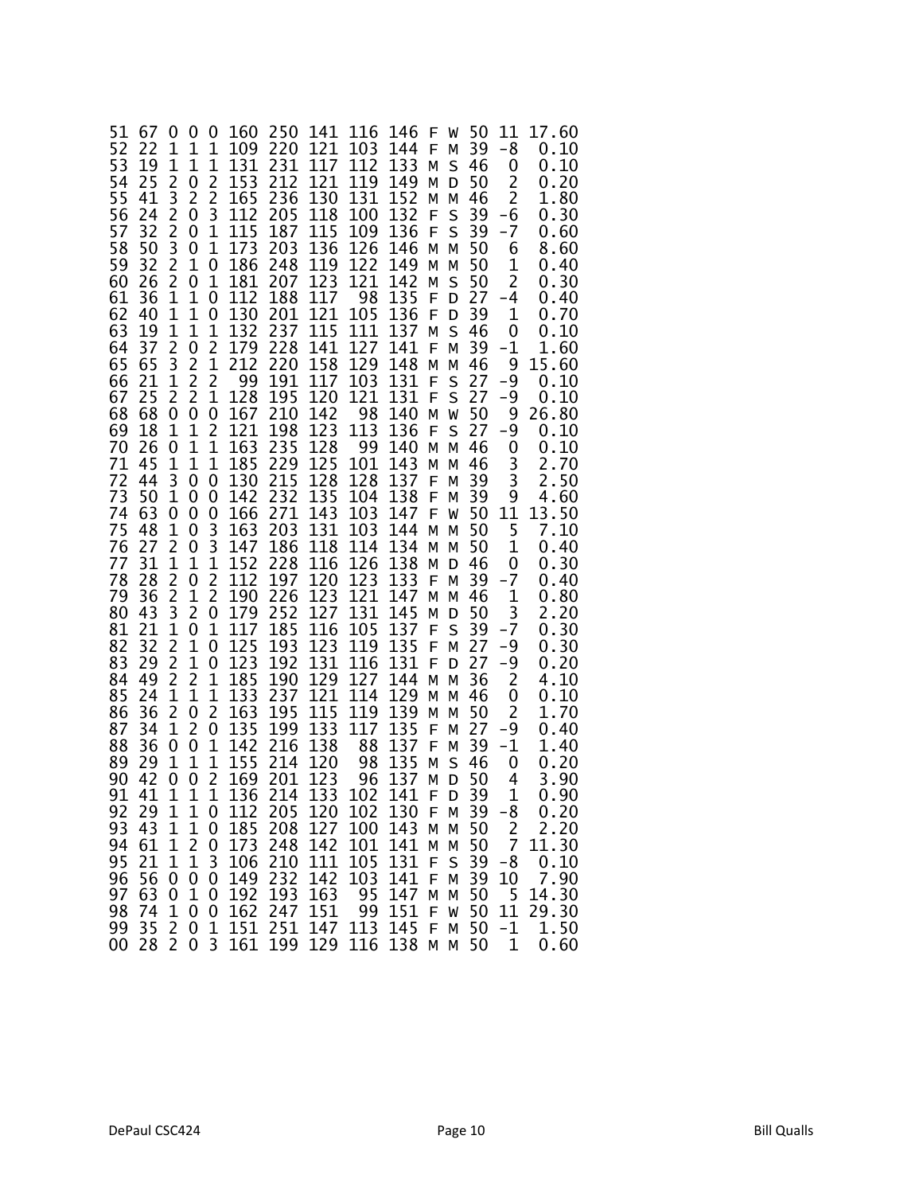```
51 67 0 0 0 160 250 141 116 146 F W 50 11 17.60
52 22 1 1 1 109 220 121 103 144 F M 39 -8  0.10
53 19 1 1 1 131 231 117 112 133 M S 46  0  0.10
54 25 2 0 2 153 212 121 119 149 M D 50  2  0.20
55 41 3 2 2 165 236 130 131 152 M M 46  2  1.80
56 24 2 0 3 112 205 118 100 132 F S 39 -6  0.30
57 32 2 0 1 115 187 115 109 136 F S 39 -7  0.60
58 50 3 0 1 173 203 136 126 146 M M 50  6  8.60
59 32 2 1 0 186 248 119 122 149 M M 50  1  0.40
60 26 2 0 1 181 207 123 121 142 M S 50  2  0.30
61 36 1 1 0 112 188 117  98 135 F D 27 -4  0.40
62 40 1 1 0 130 201 121 105 136 F D 39  1  0.70
63 19 1 1 1 132 237 115 111 137 M S 46  0  0.10
64 37 2 0 2 179 228 141 127 141 F M 39 -1  1.60
65 65 3 2 1 212 220 158 129 148 M M 46  9 15.60
66 21 1 2 2  99 191 117 103 131 F S 27 -9  0.10
67 25 2 2 1 128 195 120 121 131 F S 27 -9  0.10
68 68 0 0 0 167 210 142  98 140 M W 50  9 26.80
69 18 1 1 2 121 198 123 113 136 F S 27 -9  0.10
70 26 0 1 1 163 235 128  99 140 M M 46  0  0.10
71 45 1 1 1 185 229 125 101 143 M M 46  3  2.70
72 44 3 0 0 130 215 128 128 137 F M 39  3  2.50
73 50 1 0 0 142 232 135 104 138 F M 39  9  4.60
74 63 0 0 0 166 271 143 103 147 F W 50 11 13.50
75 48 1 0 3 163 203 131 103 144 M M 50  5  7.10
76 27 2 0 3 147 186 118 114 134 M M 50  1  0.40
77 31 1 1 1 152 228 116 126 138 M D 46  0  0.30
78 28 2 0 2 112 197 120 123 133 F M 39 -7  0.40
79 36 2 1 2 190 226 123 121 147 M M 46  1  0.80
80 43 3 2 0 179 252 127 131 145 M D 50  3  2.20
81 21 1 0 1 117 185 116 105 137 F S 39 -7  0.30
82 32 2 1 0 125 193 123 119 135 F M 27 -9  0.30
83 29 2 1 0 123 192 131 116 131 F D 27 -9  0.20
84 49 2 2 1 185 190 129 127 144 M M 36  2  4.10
85 24 1 1 1 133 237 121 114 129 M M 46  0  0.10
86 36 2 0 2 163 195 115 119 139 M M 50  2  1.70
87 34 1 2 0 135 199 133 117 135 F M 27 -9  0.40
88 36 0 0 1 142 216 138  88 137 F M 39 -1  1.40
89 29 1 1 1 155 214 120  98 135 M S 46  0  0.20
90 42 0 0 2 169 201 123  96 137 M D 50  4  3.90
91 41 1 1 1 136 214 133 102 141 F D 39  1  0.90
92 29 1 1 0 112 205 120 102 130 F M 39 -8  0.20
93 43 1 1 0 185 208 127 100 143 M M 50  2  2.20
94 61 1 2 0 173 248 142 101 141 M M 50  7 11.30
95 21 1 1 3 106 210 111 105 131 F S 39 -8  0.10
96 56 0 0 0 149 232 142 103 141 F M 39 10  7.90
97 63 0 1 0 192 193 163  95 147 M M 50  5 14.30
98 74 1 0 0 162 247 151  99 151 F W 50 11 29.30
99 35 2 0 1 151 251 147 113 145 F M 50 -1  1.50
00 28 2 0 3 161 199 129 116 138 M M 50  1  0.60
```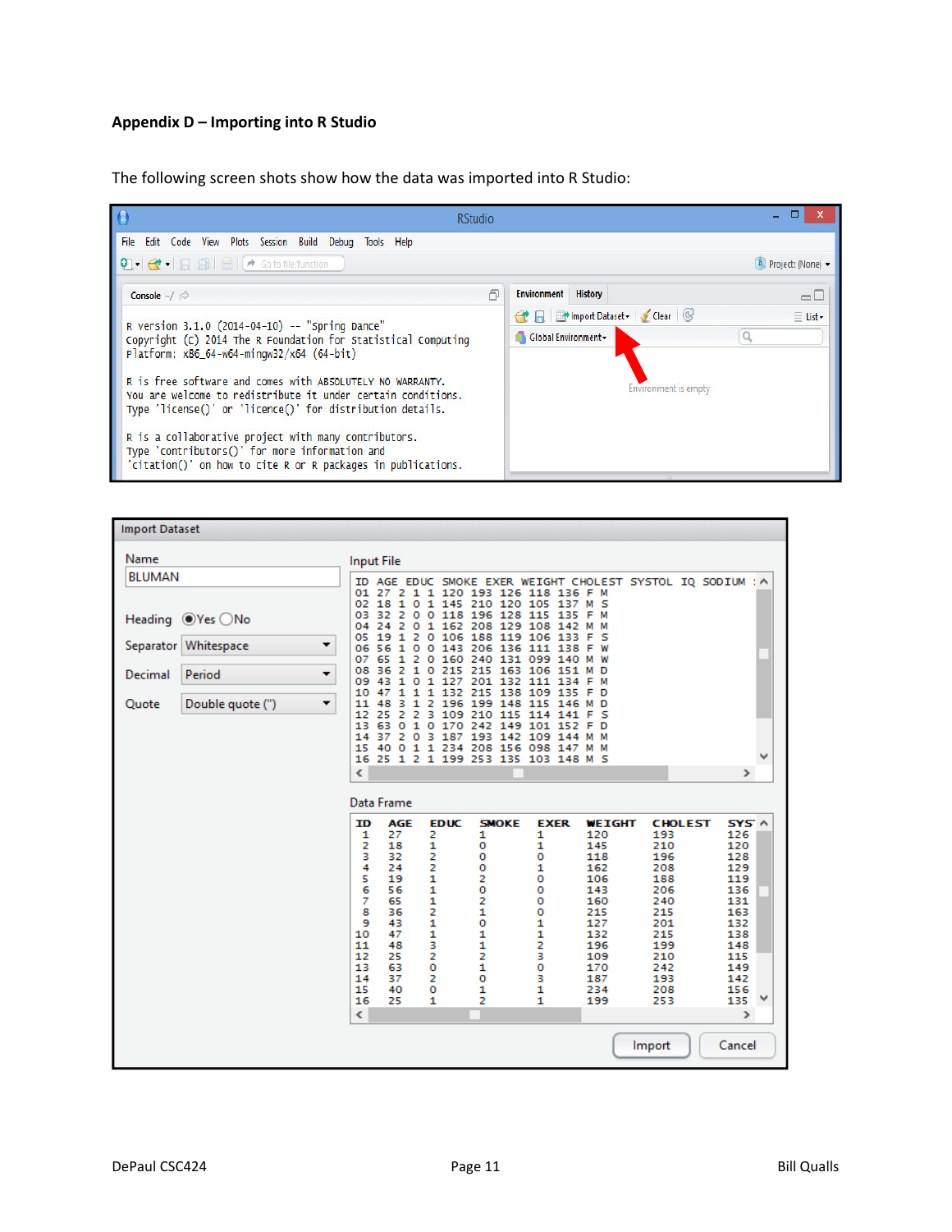## Appendix D – Importing into R Studio

The following screen shots show how the data was imported into R Studio:

```
R version 3.1.0 (2014-04-10) -- "Spring Dance"
Copyright (C) 2014 The R Foundation for Statistical Computing
Platform: x86_64-w64-mingw32/x64 (64-bit)

R is free software and comes with ABSOLUTELY NO WARRANTY.
You are welcome to redistribute it under certain conditions.
Type 'license()' or 'licence()' for distribution details.

R is a collaborative project with many contributors.
Type 'contributors()' for more information and
'citation()' on how to cite R or R packages in publications.
```

Import Dataset

Name: BLUMAN

Heading: (•) Yes ( ) No

Separator: Whitespace

Decimal: Period

Quote: Double quote (")

Input File

```
ID AGE EDUC SMOKE EXER WEIGHT CHOLEST SYSTOL IQ SODIUM
01 27 2 1 1 120 193 126 118 136 F M
02 18 1 0 1 145 210 120 105 137 M S
03 32 2 0 0 118 196 128 115 135 F M
04 24 2 0 1 162 208 129 108 142 M M
05 19 1 2 0 106 188 119 106 133 F S
06 56 1 0 0 143 206 136 111 138 F W
07 65 1 2 0 160 240 131 099 140 M W
08 36 2 1 0 215 215 163 106 151 M D
09 43 1 0 1 127 201 132 111 134 F M
10 47 1 1 1 132 215 138 109 135 F D
11 48 3 1 2 196 199 148 115 146 M D
12 25 2 2 3 109 210 115 114 141 F S
13 63 0 1 0 170 242 149 101 152 F D
14 37 2 0 3 187 193 142 109 144 M M
15 40 0 1 1 234 208 156 098 147 M M
16 25 1 2 1 199 253 135 103 148 M S
```

Data Frame

| ID | AGE | EDUC | SMOKE | EXER | WEIGHT | CHOLEST | SYS |
|---|---|---|---|---|---|---|---|
| 1 | 27 | 2 | 1 | 1 | 120 | 193 | 126 |
| 2 | 18 | 1 | 0 | 1 | 145 | 210 | 120 |
| 3 | 32 | 2 | 0 | 0 | 118 | 196 | 128 |
| 4 | 24 | 2 | 0 | 1 | 162 | 208 | 129 |
| 5 | 19 | 1 | 2 | 0 | 106 | 188 | 119 |
| 6 | 56 | 1 | 0 | 0 | 143 | 206 | 136 |
| 7 | 65 | 1 | 2 | 0 | 160 | 240 | 131 |
| 8 | 36 | 2 | 1 | 0 | 215 | 215 | 163 |
| 9 | 43 | 1 | 0 | 1 | 127 | 201 | 132 |
| 10 | 47 | 1 | 1 | 1 | 132 | 215 | 138 |
| 11 | 48 | 3 | 1 | 2 | 196 | 199 | 148 |
| 12 | 25 | 2 | 2 | 3 | 109 | 210 | 115 |
| 13 | 63 | 0 | 1 | 0 | 170 | 242 | 149 |
| 14 | 37 | 2 | 0 | 3 | 187 | 193 | 142 |
| 15 | 40 | 0 | 1 | 1 | 234 | 208 | 156 |
| 16 | 25 | 1 | 2 | 1 | 199 | 253 | 135 |

Import | Cancel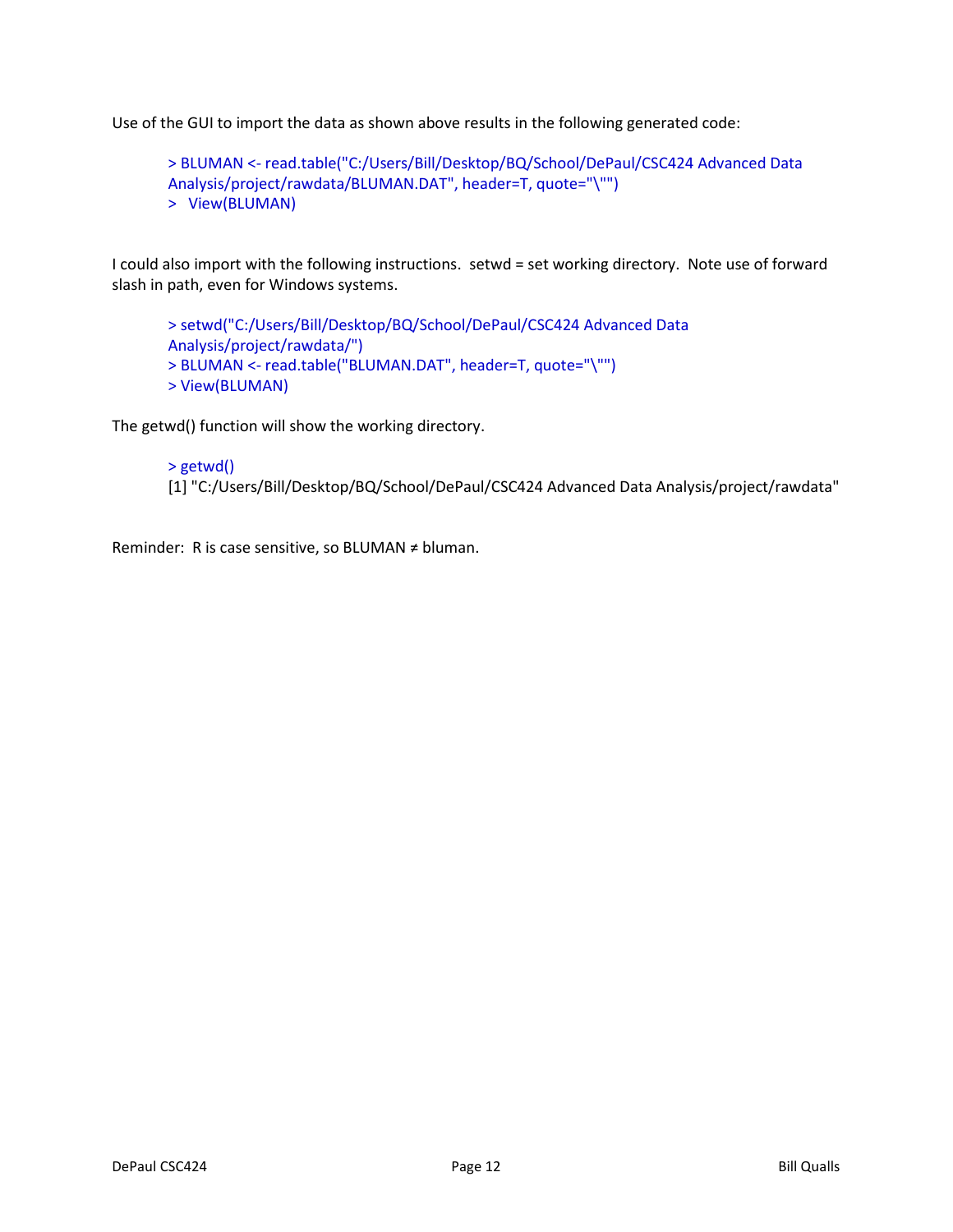Use of the GUI to import the data as shown above results in the following generated code:

```
> BLUMAN <- read.table("C:/Users/Bill/Desktop/BQ/School/DePaul/CSC424 Advanced Data Analysis/project/rawdata/BLUMAN.DAT", header=T, quote="\"")
>  View(BLUMAN)
```

I could also import with the following instructions. setwd = set working directory. Note use of forward slash in path, even for Windows systems.

```
> setwd("C:/Users/Bill/Desktop/BQ/School/DePaul/CSC424 Advanced Data Analysis/project/rawdata/")
> BLUMAN <- read.table("BLUMAN.DAT", header=T, quote="\"")
> View(BLUMAN)
```

The getwd() function will show the working directory.

```
> getwd()
[1] "C:/Users/Bill/Desktop/BQ/School/DePaul/CSC424 Advanced Data Analysis/project/rawdata"
```

Reminder: R is case sensitive, so BLUMAN ≠ bluman.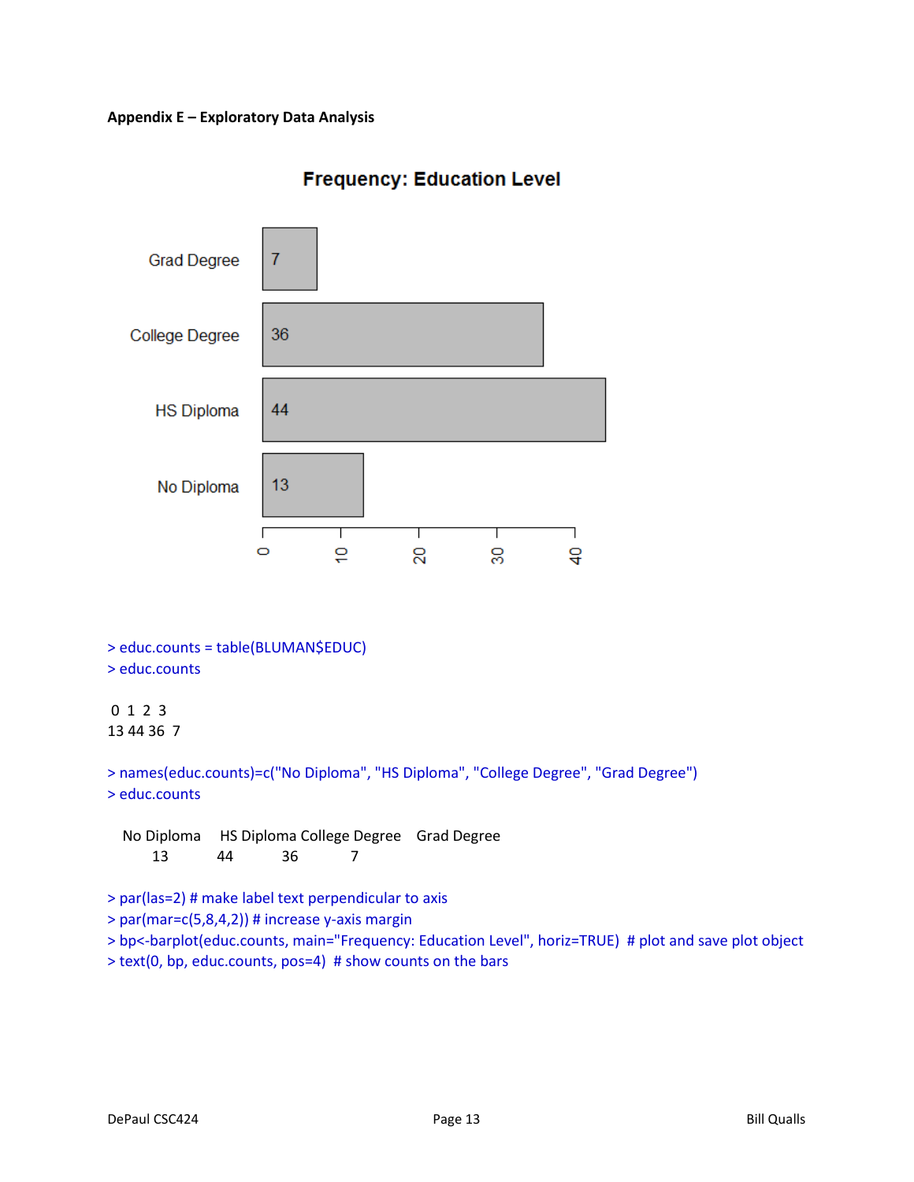**Appendix E – Exploratory Data Analysis**

**Frequency: Education Level**

| Education Level | Count |
|---|---|
| Grad Degree | 7 |
| College Degree | 36 |
| HS Diploma | 44 |
| No Diploma | 13 |

```
> educ.counts = table(BLUMAN$EDUC)
> educ.counts

 0  1  2  3
13 44 36  7

> names(educ.counts)=c("No Diploma", "HS Diploma", "College Degree", "Grad Degree")
> educ.counts

    No Diploma     HS Diploma College Degree    Grad Degree
            13             44             36              7

> par(las=2) # make label text perpendicular to axis
> par(mar=c(5,8,4,2)) # increase y-axis margin
> bp<-barplot(educ.counts, main="Frequency: Education Level", horiz=TRUE)  # plot and save plot object
> text(0, bp, educ.counts, pos=4)  # show counts on the bars
```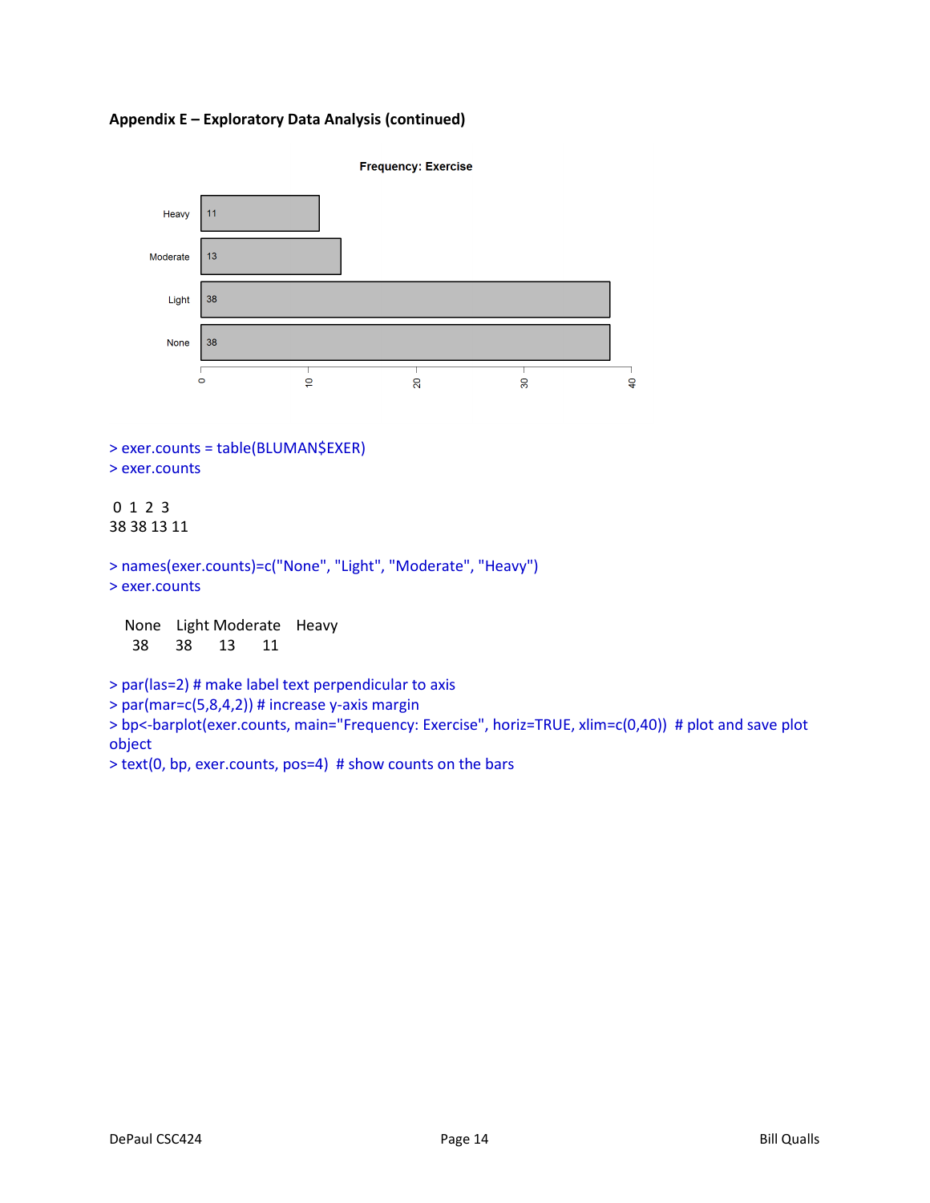**Appendix E – Exploratory Data Analysis (continued)**

```
> exer.counts = table(BLUMAN$EXER)
> exer.counts

 0  1  2  3 
38 38 13 11 

> names(exer.counts)=c("None", "Light", "Moderate", "Heavy")
> exer.counts

    None    Light Moderate    Heavy 
      38       38       13       11 

> par(las=2) # make label text perpendicular to axis
> par(mar=c(5,8,4,2)) # increase y-axis margin
> bp<-barplot(exer.counts, main="Frequency: Exercise", horiz=TRUE, xlim=c(0,40))  # plot and save plot object
> text(0, bp, exer.counts, pos=4)  # show counts on the bars
```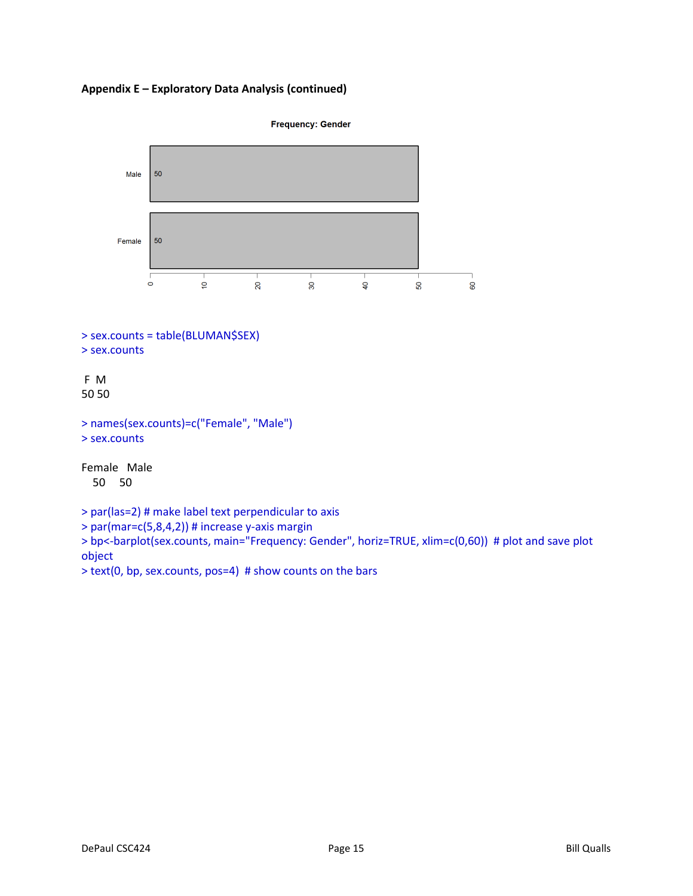**Appendix E – Exploratory Data Analysis (continued)**

Frequency: Gender

Male 50

Female 50

0 10 20 30 40 50 60

```
> sex.counts = table(BLUMAN$SEX)
> sex.counts

 F  M 
50 50 

> names(sex.counts)=c("Female", "Male")
> sex.counts

Female   Male 
    50     50 

> par(las=2) # make label text perpendicular to axis
> par(mar=c(5,8,4,2)) # increase y-axis margin
> bp<-barplot(sex.counts, main="Frequency: Gender", horiz=TRUE, xlim=c(0,60))  # plot and save plot object
> text(0, bp, sex.counts, pos=4)  # show counts on the bars
```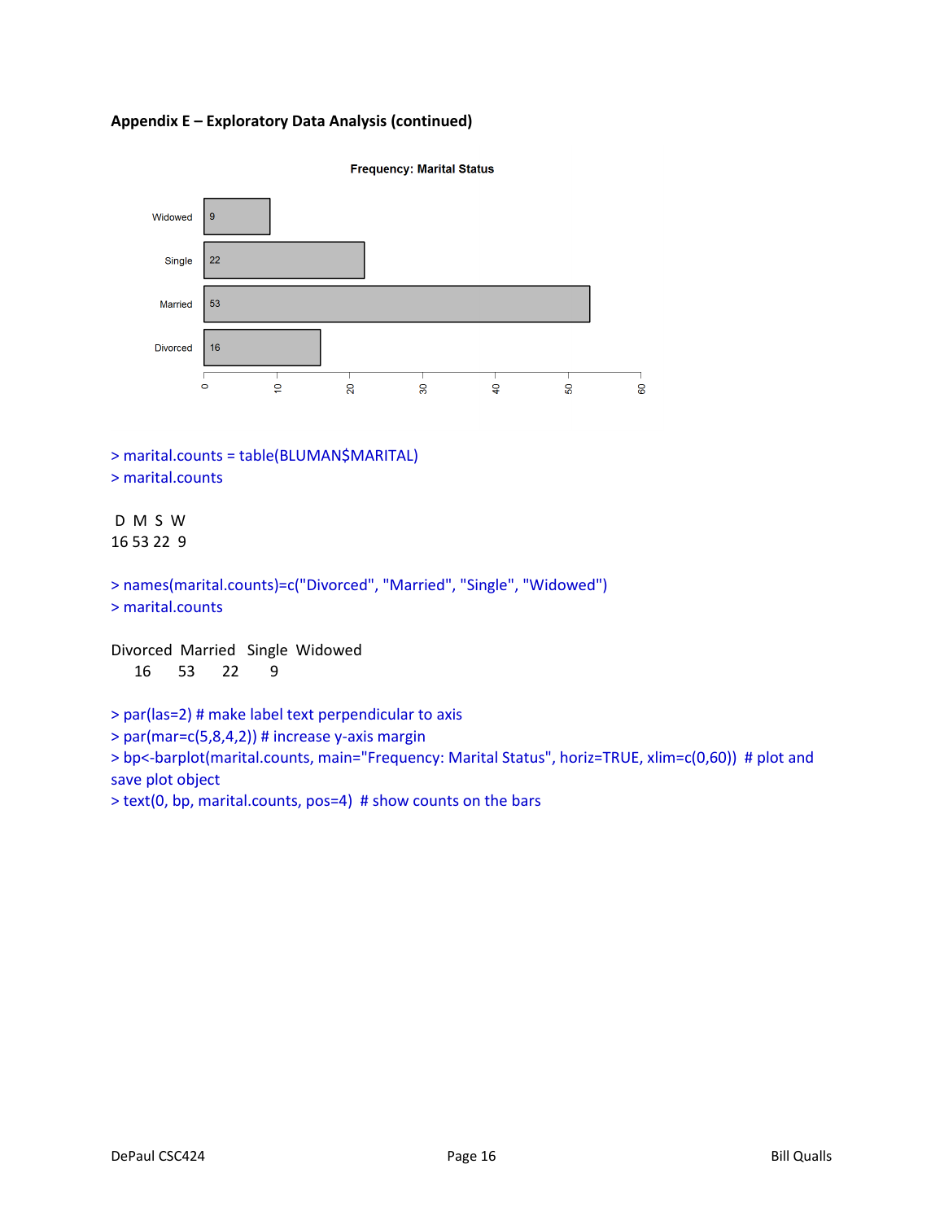**Appendix E – Exploratory Data Analysis (continued)**

```
> marital.counts = table(BLUMAN$MARITAL)
> marital.counts

 D  M  S  W
16 53 22  9

> names(marital.counts)=c("Divorced", "Married", "Single", "Widowed")
> marital.counts

Divorced  Married   Single  Widowed
      16       53       22        9

> par(las=2) # make label text perpendicular to axis
> par(mar=c(5,8,4,2)) # increase y-axis margin
> bp<-barplot(marital.counts, main="Frequency: Marital Status", horiz=TRUE, xlim=c(0,60))  # plot and save plot object
> text(0, bp, marital.counts, pos=4)  # show counts on the bars
```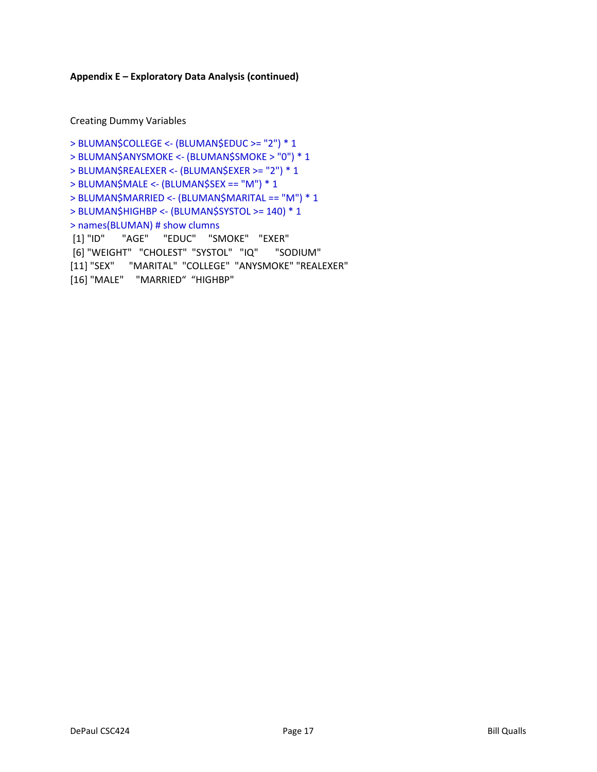**Appendix E – Exploratory Data Analysis (continued)**

Creating Dummy Variables

```
> BLUMAN$COLLEGE <- (BLUMAN$EDUC >= "2") * 1
> BLUMAN$ANYSMOKE <- (BLUMAN$SMOKE > "0") * 1
> BLUMAN$REALEXER <- (BLUMAN$EXER >= "2") * 1
> BLUMAN$MALE <- (BLUMAN$SEX == "M") * 1
> BLUMAN$MARRIED <- (BLUMAN$MARITAL == "M") * 1
> BLUMAN$HIGHBP <- (BLUMAN$SYSTOL >= 140) * 1
> names(BLUMAN) # show clumns
 [1] "ID"       "AGE"      "EDUC"     "SMOKE"    "EXER"
 [6] "WEIGHT"   "CHOLEST"  "SYSTOL"   "IQ"       "SODIUM"
[11] "SEX"      "MARITAL"  "COLLEGE"  "ANYSMOKE" "REALEXER"
[16] "MALE"     "MARRIED"  "HIGHBP"
```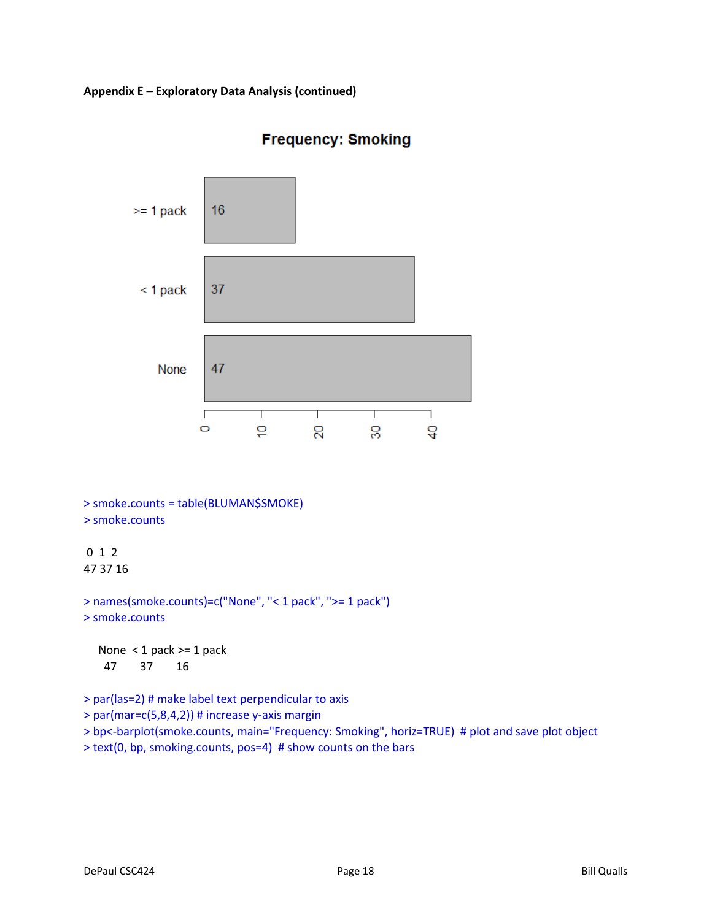**Appendix E – Exploratory Data Analysis (continued)**

```
> smoke.counts = table(BLUMAN$SMOKE)
> smoke.counts

 0  1  2
47 37 16

> names(smoke.counts)=c("None", "< 1 pack", ">= 1 pack")
> smoke.counts

    None  < 1 pack >= 1 pack
      47        37        16

> par(las=2) # make label text perpendicular to axis
> par(mar=c(5,8,4,2)) # increase y-axis margin
> bp<-barplot(smoke.counts, main="Frequency: Smoking", horiz=TRUE)  # plot and save plot object
> text(0, bp, smoking.counts, pos=4)  # show counts on the bars
```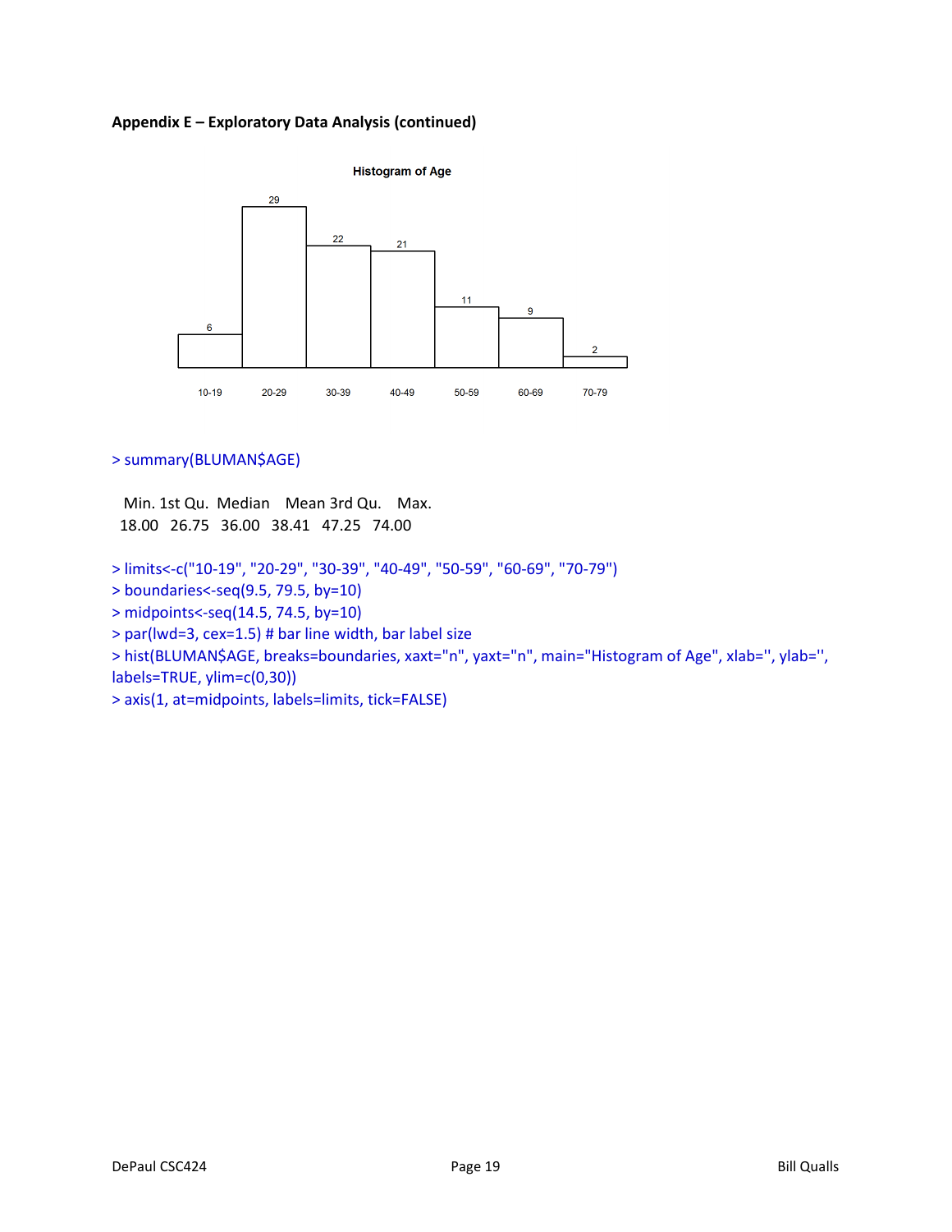**Appendix E – Exploratory Data Analysis (continued)**

```
> summary(BLUMAN$AGE)

   Min. 1st Qu.  Median    Mean 3rd Qu.    Max.
  18.00   26.75   36.00   38.41   47.25   74.00
```

```
> limits<-c("10-19", "20-29", "30-39", "40-49", "50-59", "60-69", "70-79")
> boundaries<-seq(9.5, 79.5, by=10)
> midpoints<-seq(14.5, 74.5, by=10)
> par(lwd=3, cex=1.5) # bar line width, bar label size
> hist(BLUMAN$AGE, breaks=boundaries, xaxt="n", yaxt="n", main="Histogram of Age", xlab='', ylab='', labels=TRUE, ylim=c(0,30))
> axis(1, at=midpoints, labels=limits, tick=FALSE)
```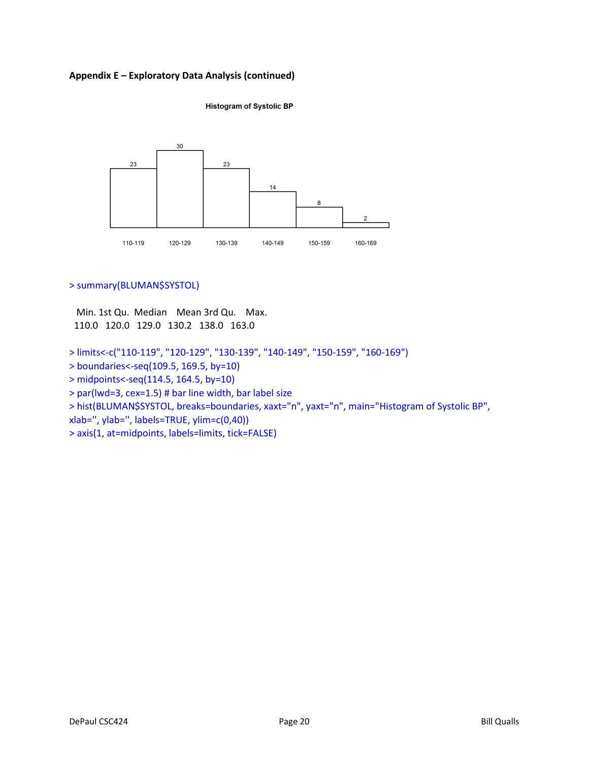**Appendix E – Exploratory Data Analysis (continued)**

Histogram of Systolic BP

| 110-119 | 120-129 | 130-139 | 140-149 | 150-159 | 160-169 |
|---|---|---|---|---|---|
| 23 | 30 | 23 | 14 | 8 | 2 |

```
> summary(BLUMAN$SYSTOL)

   Min. 1st Qu.  Median    Mean 3rd Qu.    Max.
  110.0   120.0   129.0   130.2   138.0   163.0
```

```
> limits<-c("110-119", "120-129", "130-139", "140-149", "150-159", "160-169")
> boundaries<-seq(109.5, 169.5, by=10)
> midpoints<-seq(114.5, 164.5, by=10)
> par(lwd=3, cex=1.5) # bar line width, bar label size
> hist(BLUMAN$SYSTOL, breaks=boundaries, xaxt="n", yaxt="n", main="Histogram of Systolic BP",
xlab='', ylab='', labels=TRUE, ylim=c(0,40))
> axis(1, at=midpoints, labels=limits, tick=FALSE)
```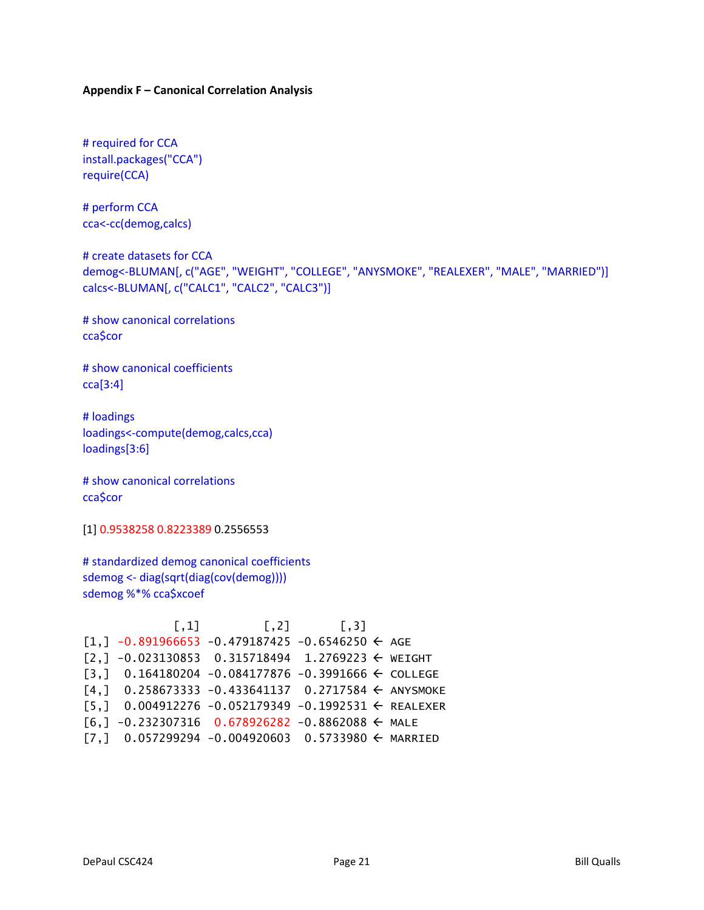**Appendix F – Canonical Correlation Analysis**

```
# required for CCA
install.packages("CCA")
require(CCA)

# perform CCA
cca<-cc(demog,calcs)

# create datasets for CCA
demog<-BLUMAN[, c("AGE", "WEIGHT", "COLLEGE", "ANYSMOKE", "REALEXER", "MALE", "MARRIED")]
calcs<-BLUMAN[, c("CALC1", "CALC2", "CALC3")]

# show canonical correlations
cca$cor

# show canonical coefficients
cca[3:4]

# loadings
loadings<-compute(demog,calcs,cca)
loadings[3:6]

# show canonical correlations
cca$cor
```

```
[1] 0.9538258 0.8223389 0.2556553
```

```
# standardized demog canonical coefficients
sdemog <- diag(sqrt(diag(cov(demog))))
sdemog %*% cca$xcoef
```

```
             [,1]         [,2]       [,3]
[1,] -0.891966653 -0.479187425 -0.6546250 ← AGE
[2,] -0.023130853  0.315718494  1.2769223 ← WEIGHT
[3,]  0.164180204 -0.084177876 -0.3991666 ← COLLEGE
[4,]  0.258673333 -0.433641137  0.2717584 ← ANYSMOKE
[5,]  0.004912276 -0.052179349 -0.1992531 ← REALEXER
[6,] -0.232307316  0.678926282 -0.8862088 ← MALE
[7,]  0.057299294 -0.004920603  0.5733980 ← MARRIED
```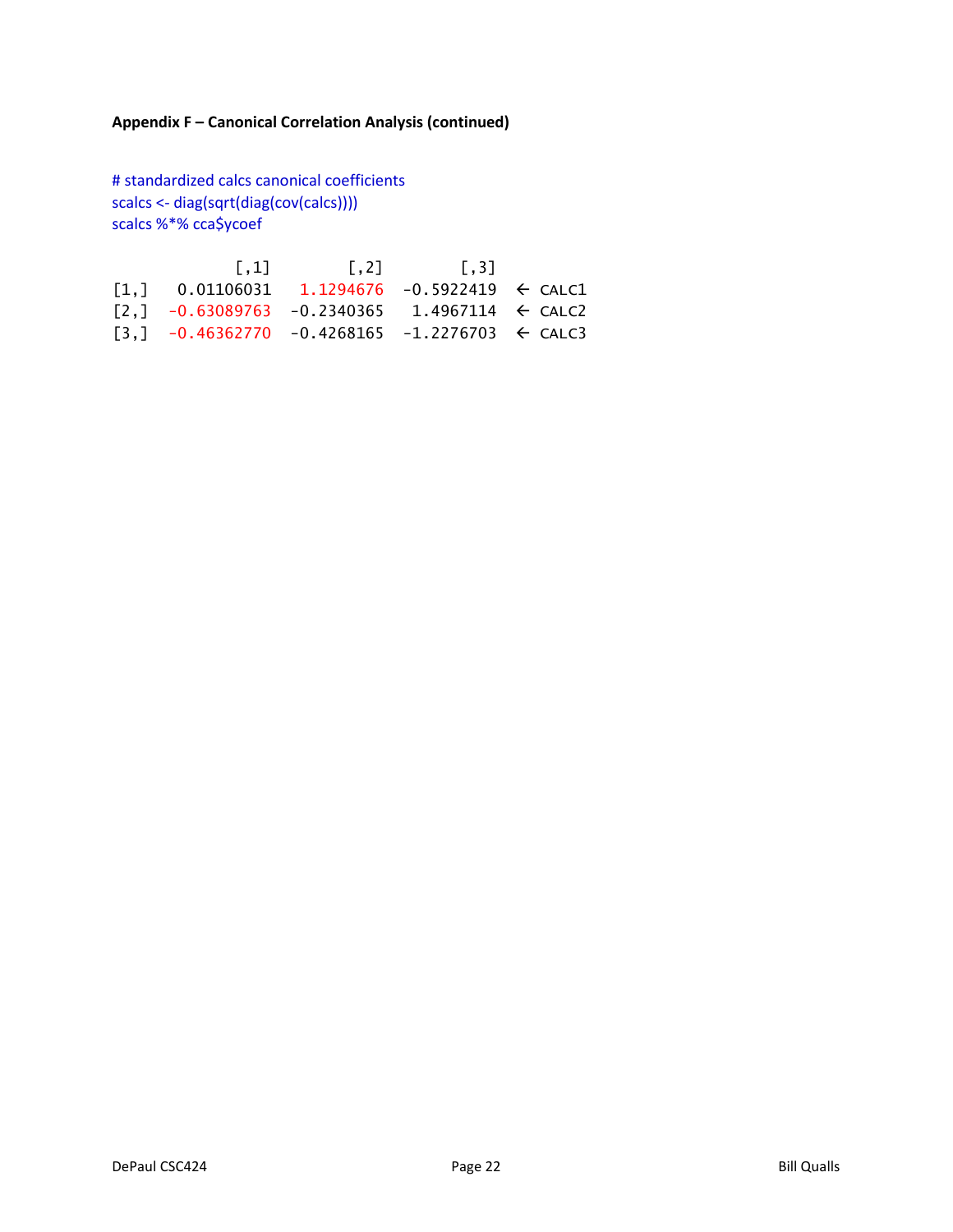**Appendix F – Canonical Correlation Analysis (continued)**

```
# standardized calcs canonical coefficients
scalcs <- diag(sqrt(diag(cov(calcs))))
scalcs %*% cca$ycoef
```

```
              [,1]       [,2]       [,3]
[1,]   0.01106031  1.1294676 -0.5922419  ← CALC1
[2,]  -0.63089763 -0.2340365  1.4967114  ← CALC2
[3,]  -0.46362770 -0.4268165 -1.2276703  ← CALC3
```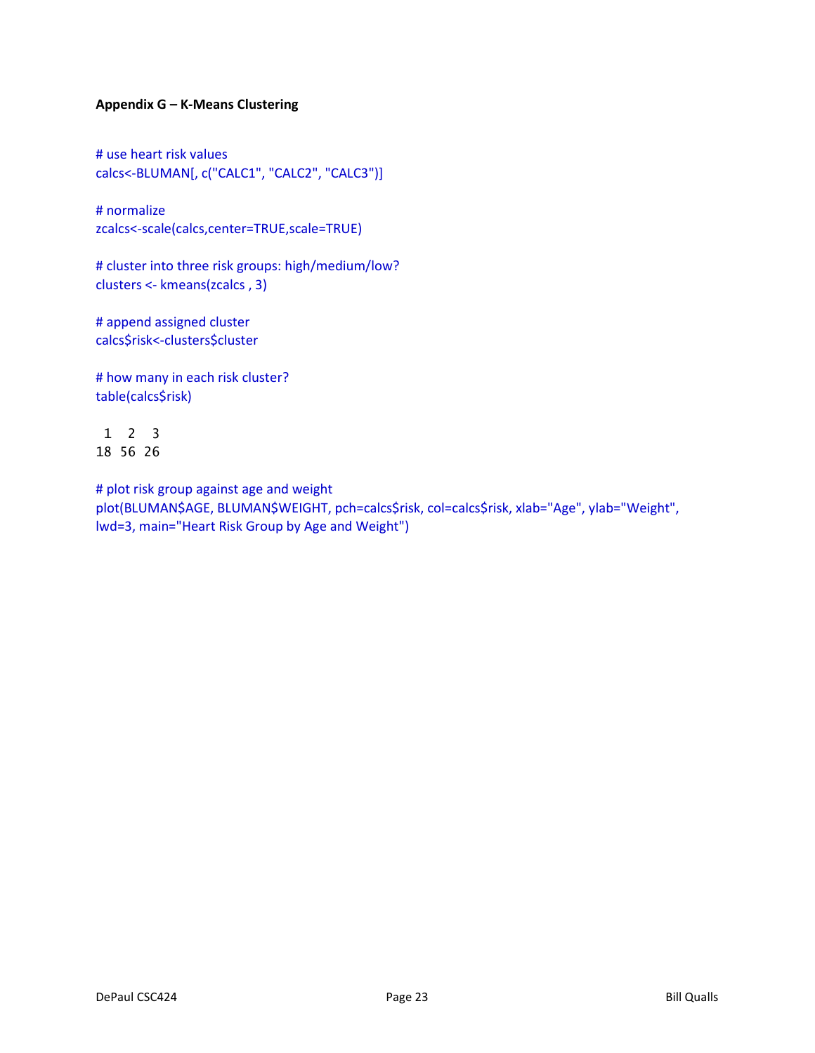**Appendix G – K-Means Clustering**

```
# use heart risk values
calcs<-BLUMAN[, c("CALC1", "CALC2", "CALC3")]

# normalize
zcalcs<-scale(calcs,center=TRUE,scale=TRUE)

# cluster into three risk groups: high/medium/low?
clusters <- kmeans(zcalcs , 3)

# append assigned cluster
calcs$risk<-clusters$cluster

# how many in each risk cluster?
table(calcs$risk)

  1   2   3 
18  56  26 

# plot risk group against age and weight
plot(BLUMAN$AGE, BLUMAN$WEIGHT, pch=calcs$risk, col=calcs$risk, xlab="Age", ylab="Weight",
lwd=3, main="Heart Risk Group by Age and Weight")
```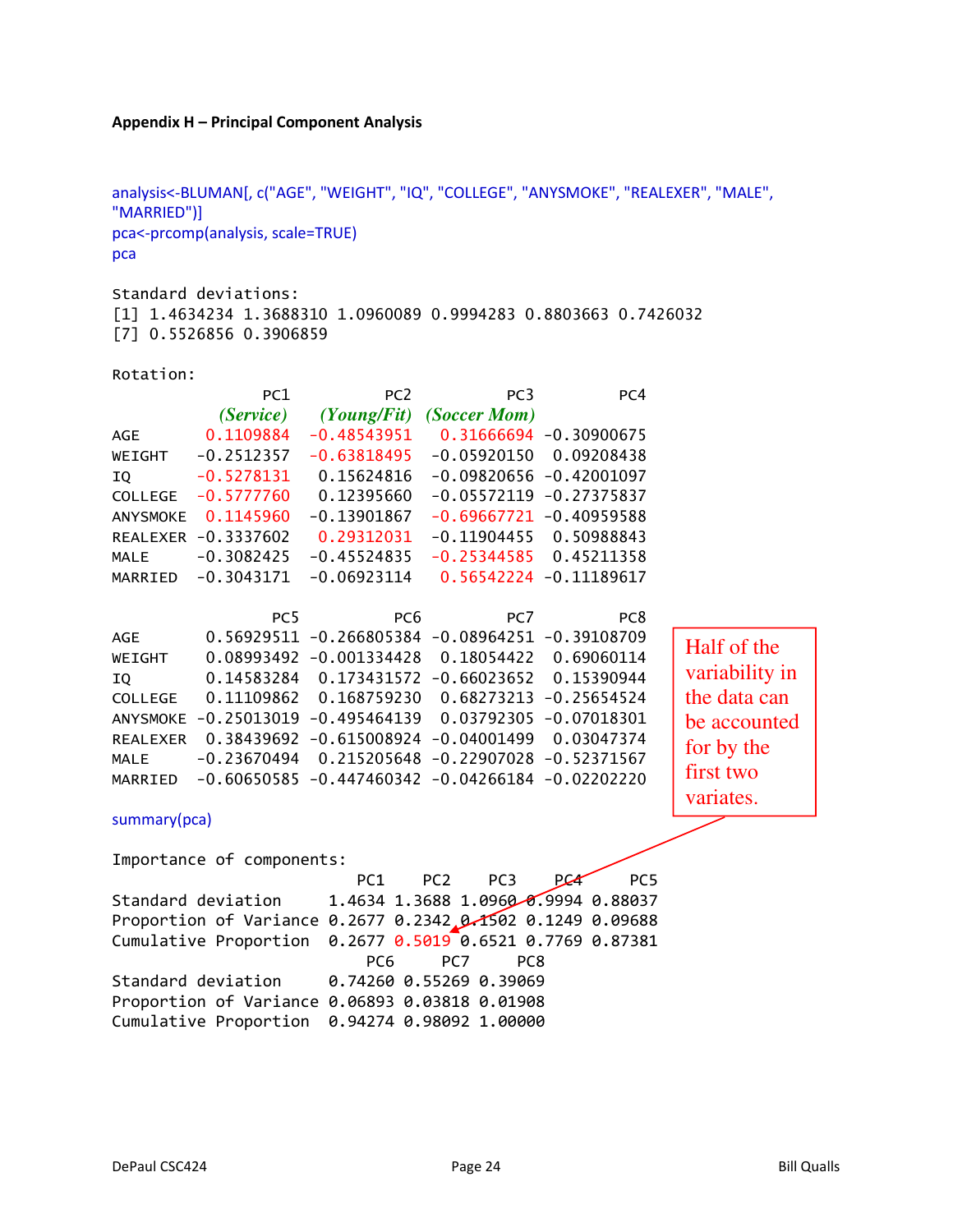**Appendix H – Principal Component Analysis**

```
analysis<-BLUMAN[, c("AGE", "WEIGHT", "IQ", "COLLEGE", "ANYSMOKE", "REALEXER", "MALE", "MARRIED")]
pca<-prcomp(analysis, scale=TRUE)
pca
```

```
Standard deviations:
[1] 1.4634234 1.3688310 1.0960089 0.9994283 0.8803663 0.7426032
[7] 0.5526856 0.3906859

Rotation:
                PC1          PC2          PC3          PC4
          (Service)   (Young/Fit) (Soccer Mom)
AGE       0.1109884  -0.48543951   0.31666694 -0.30900675
WEIGHT   -0.2512357  -0.63818495  -0.05920150  0.09208438
IQ       -0.5278131   0.15624816  -0.09820656 -0.42001097
COLLEGE  -0.5777760   0.12395660  -0.05572119 -0.27375837
ANYSMOKE  0.1145960  -0.13901867  -0.69667721 -0.40959588
REALEXER -0.3337602   0.29312031  -0.11904455  0.50988843
MALE     -0.3082425  -0.45524835  -0.25344585  0.45211358
MARRIED  -0.3043171  -0.06923114   0.56542224 -0.11189617

                 PC5          PC6         PC7         PC8
AGE       0.56929511 -0.266805384 -0.08964251 -0.39108709
WEIGHT    0.08993492 -0.001334428  0.18054422  0.69060114
IQ        0.14583284  0.173431572 -0.66023652  0.15390944
COLLEGE   0.11109862  0.168759230  0.68273213 -0.25654524
ANYSMOKE -0.25013019 -0.495464139  0.03792305 -0.07018301
REALEXER  0.38439692 -0.615008924 -0.04001499  0.03047374
MALE     -0.23670494  0.215205648 -0.22907028 -0.52371567
MARRIED  -0.60650585 -0.447460342 -0.04266184 -0.02202220
```

```
summary(pca)
```

```
Importance of components:
                          PC1    PC2    PC3    PC4     PC5
Standard deviation     1.4634 1.3688 1.0960 0.9994 0.88037
Proportion of Variance 0.2677 0.2342 0.1502 0.1249 0.09688
Cumulative Proportion  0.2677 0.5019 0.6521 0.7769 0.87381
                           PC6     PC7     PC8
Standard deviation     0.74260 0.55269 0.39069
Proportion of Variance 0.06893 0.03818 0.01908
Cumulative Proportion  0.94274 0.98092 1.00000
```

Half of the variability in the data can be accounted for by the first two variates.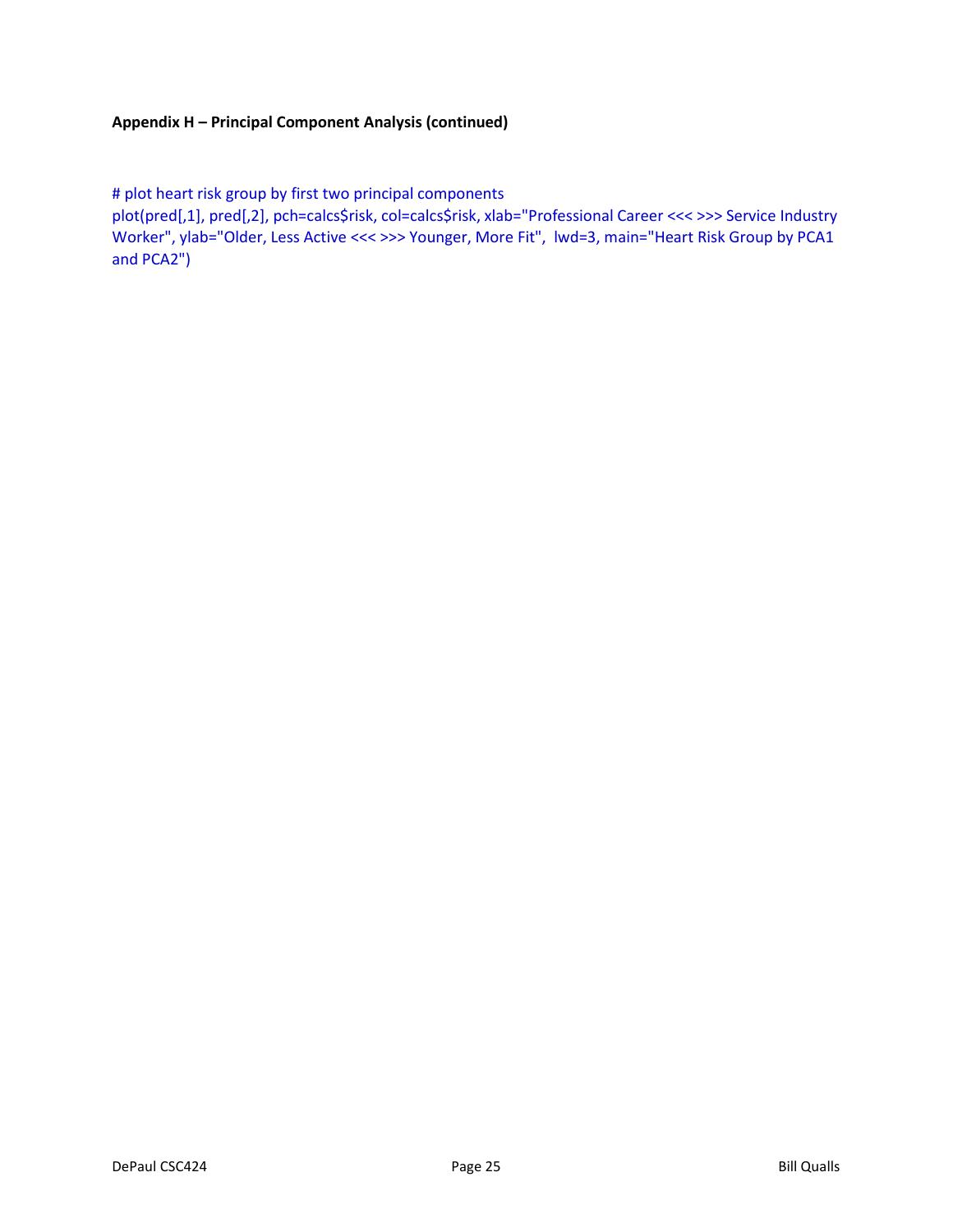**Appendix H – Principal Component Analysis (continued)**

```
# plot heart risk group by first two principal components
plot(pred[,1], pred[,2], pch=calcs$risk, col=calcs$risk, xlab="Professional Career <<< >>> Service Industry Worker", ylab="Older, Less Active <<< >>> Younger, More Fit",  lwd=3, main="Heart Risk Group by PCA1 and PCA2")
```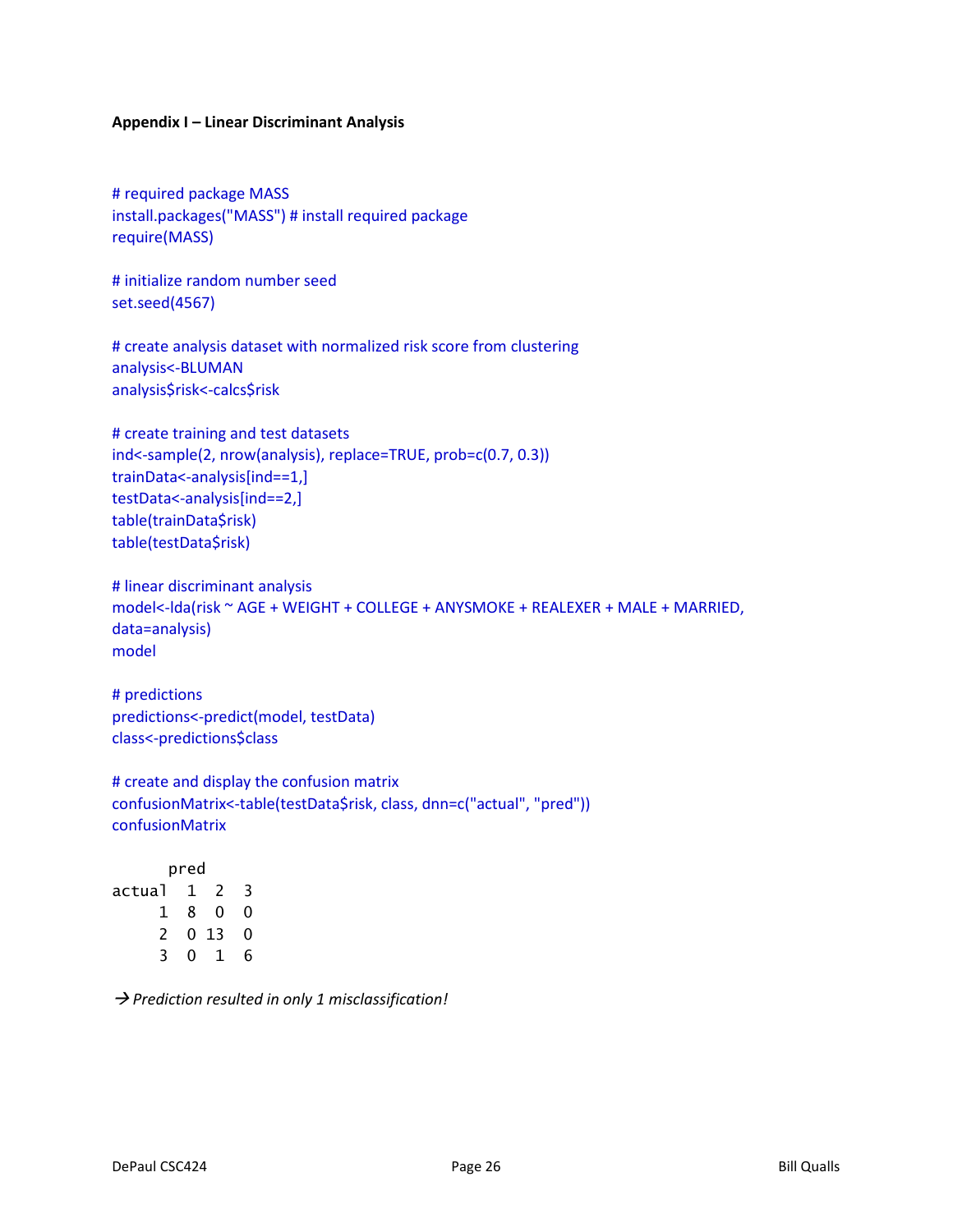**Appendix I – Linear Discriminant Analysis**

```
# required package MASS
install.packages("MASS") # install required package
require(MASS)

# initialize random number seed
set.seed(4567)

# create analysis dataset with normalized risk score from clustering
analysis<-BLUMAN
analysis$risk<-calcs$risk

# create training and test datasets
ind<-sample(2, nrow(analysis), replace=TRUE, prob=c(0.7, 0.3))
trainData<-analysis[ind==1,]
testData<-analysis[ind==2,]
table(trainData$risk)
table(testData$risk)

# linear discriminant analysis
model<-lda(risk ~ AGE + WEIGHT + COLLEGE + ANYSMOKE + REALEXER + MALE + MARRIED,
data=analysis)
model

# predictions
predictions<-predict(model, testData)
class<-predictions$class

# create and display the confusion matrix
confusionMatrix<-table(testData$risk, class, dnn=c("actual", "pred"))
confusionMatrix
```

```
      pred
actual  1  2  3
     1  8  0  0
     2  0 13  0
     3  0  1  6
```

→ *Prediction resulted in only 1 misclassification!*